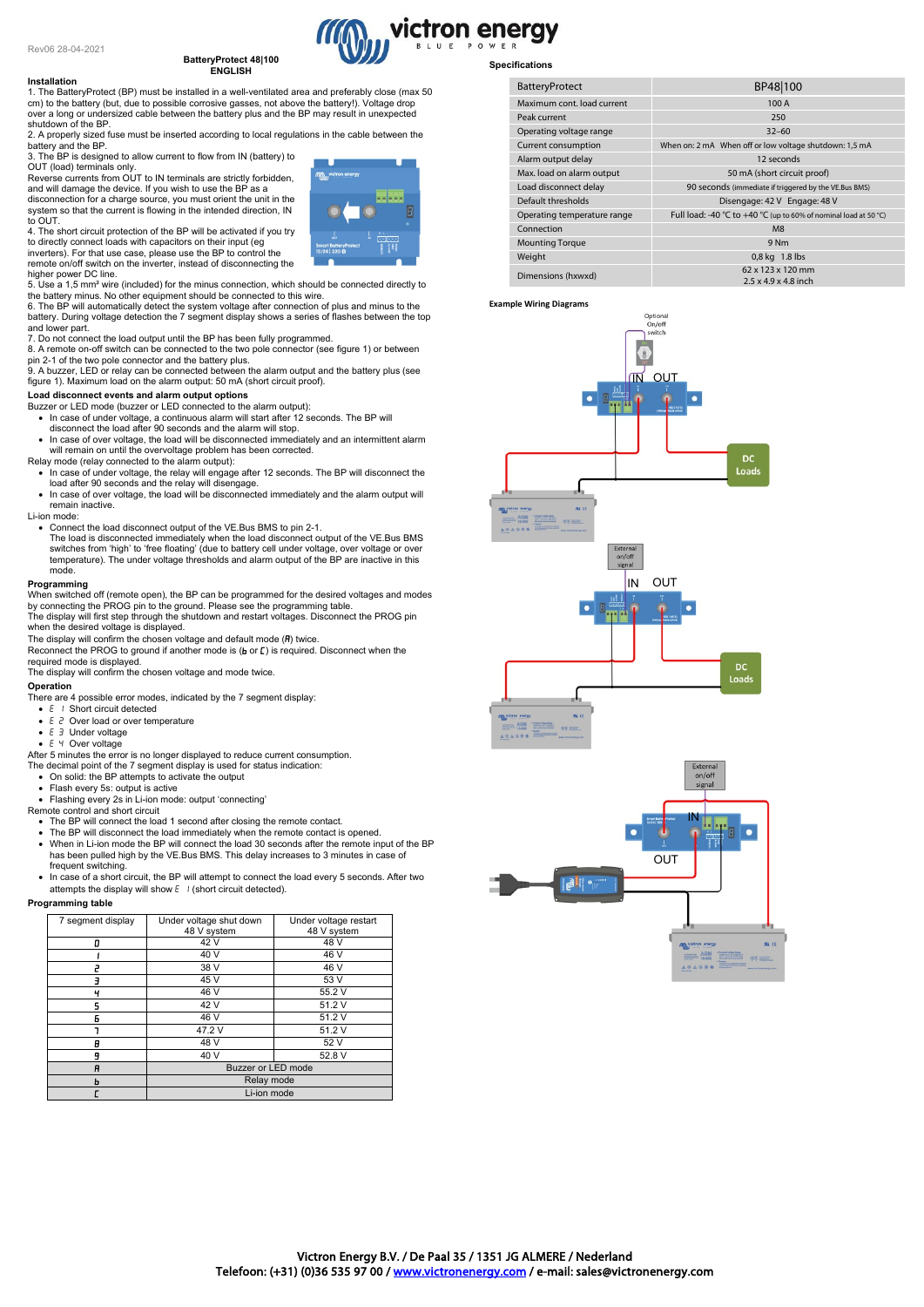Rev06 28-04-2021

# BatteryProtect 48|100
ENGLISH

## Installation

1. The BatteryProtect (BP) must be installed in a well-ventilated area and preferably close (max 50 cm) to the battery (but, due to possible corrosive gasses, not above the battery!). Voltage drop over a long or undersized cable between the battery plus and the BP may result in unexpected shutdown of the BP.
2. A properly sized fuse must be inserted according to local regulations in the cable between the battery and the BP.
3. The BP is designed to allow current to flow from IN (battery) to OUT (load) terminals only.
Reverse currents from OUT to IN terminals are strictly forbidden, and will damage the device. If you wish to use the BP as a disconnection for a charge source, you must orient the unit in the system so that the current is flowing in the intended direction, IN to OUT.
4. The short circuit protection of the BP will be activated if you try to directly connect loads with capacitors on their input (eg inverters). For that use case, please use the BP to control the remote on/off switch on the inverter, instead of disconnecting the higher power DC line.
5. Use a 1,5 mm² wire (included) for the minus connection, which should be connected directly to the battery minus. No other equipment should be connected to this wire.
6. The BP will automatically detect the system voltage after connection of plus and minus to the battery. During voltage detection the 7 segment display shows a series of flashes between the top and lower part.
7. Do not connect the load output until the BP has been fully programmed.
8. A remote on-off switch can be connected to the two pole connector (see figure 1) or between pin 2-1 of the two pole connector and the battery plus.
9. A buzzer, LED or relay can be connected between the alarm output and the battery plus (see figure 1). Maximum load on the alarm output: 50 mA (short circuit proof).

## Load disconnect events and alarm output options

Buzzer or LED mode (buzzer or LED connected to the alarm output):

- In case of under voltage, a continuous alarm will start after 12 seconds. The BP will disconnect the load after 90 seconds and the alarm will stop.
- In case of over voltage, the load will be disconnected immediately and an intermittent alarm will remain on until the overvoltage problem has been corrected.

Relay mode (relay connected to the alarm output):

- In case of under voltage, the relay will engage after 12 seconds. The BP will disconnect the load after 90 seconds and the relay will disengage.
- In case of over voltage, the load will be disconnected immediately and the alarm output will remain inactive.

Li-ion mode:

- Connect the load disconnect output of the VE.Bus BMS to pin 2-1.
The load is disconnected immediately when the load disconnect output of the VE.Bus BMS switches from 'high' to 'free floating' (due to battery cell under voltage, over voltage or over temperature). The under voltage thresholds and alarm output of the BP are inactive in this mode.

## Programming

When switched off (remote open), the BP can be programmed for the desired voltages and modes by connecting the PROG pin to the ground. Please see the programming table.
The display will first step through the shutdown and restart voltages. Disconnect the PROG pin when the desired voltage is displayed.
The display will confirm the chosen voltage and default mode (A) twice.
Reconnect the PROG to ground if another mode is (b or C) is required. Disconnect when the required mode is displayed.
The display will confirm the chosen voltage and mode twice.

## Operation

There are 4 possible error modes, indicated by the 7 segment display:

- E 1 Short circuit detected
- E 2 Over load or over temperature
- E 3 Under voltage
- E 4 Over voltage

After 5 minutes the error is no longer displayed to reduce current consumption.
The decimal point of the 7 segment display is used for status indication:

- On solid: the BP attempts to activate the output
- Flash every 5s: output is active
- Flashing every 2s in Li-ion mode: output 'connecting'

Remote control and short circuit

- The BP will connect the load 1 second after closing the remote contact.
- The BP will disconnect the load immediately when the remote contact is opened.
- When in Li-ion mode the BP will connect the load 30 seconds after the remote input of the BP has been pulled high by the VE.Bus BMS. This delay increases to 3 minutes in case of frequent switching.
- In case of a short circuit, the BP will attempt to connect the load every 5 seconds. After two attempts the display will show E 1 (short circuit detected).

## Programming table

| 7 segment display | Under voltage shut down 48 V system | Under voltage restart 48 V system |
|---|---|---|
| 0 | 42 V | 48 V |
| 1 | 40 V | 46 V |
| 2 | 38 V | 46 V |
| 3 | 45 V | 53 V |
| 4 | 46 V | 55.2 V |
| 5 | 42 V | 51.2 V |
| 6 | 46 V | 51.2 V |
| 7 | 47.2 V | 51.2 V |
| 8 | 48 V | 52 V |
| 9 | 40 V | 52.8 V |
| A | Buzzer or LED mode | |
| b | Relay mode | |
| C | Li-ion mode | |

## Specifications

| BatteryProtect | BP48\|100 |
|---|---|
| Maximum cont. load current | 100 A |
| Peak current | 250 |
| Operating voltage range | 32–60 |
| Current consumption | When on: 2 mA When off or low voltage shutdown: 1,5 mA |
| Alarm output delay | 12 seconds |
| Max. load on alarm output | 50 mA (short circuit proof) |
| Load disconnect delay | 90 seconds (immediate if triggered by the VE.Bus BMS) |
| Default thresholds | Disengage: 42 V Engage: 48 V |
| Operating temperature range | Full load: -40 °C to +40 °C (up to 60% of nominal load at 50 °C) |
| Connection | M8 |
| Mounting Torque | 9 Nm |
| Weight | 0,8 kg 1.8 lbs |
| Dimensions (hxwxd) | 62 x 123 x 120 mm<br>2.5 x 4.9 x 4.8 inch |

## Example Wiring Diagrams

Optional On/off switch — IN — OUT — DC Loads

External on/off signal — IN — OUT — DC Loads

External on/off signal — IN — OUT

Victron Energy B.V. / De Paal 35 / 1351 JG ALMERE / Nederland
Telefoon: (+31) (0)36 535 97 00 / www.victronenergy.com / e-mail: sales@victronenergy.com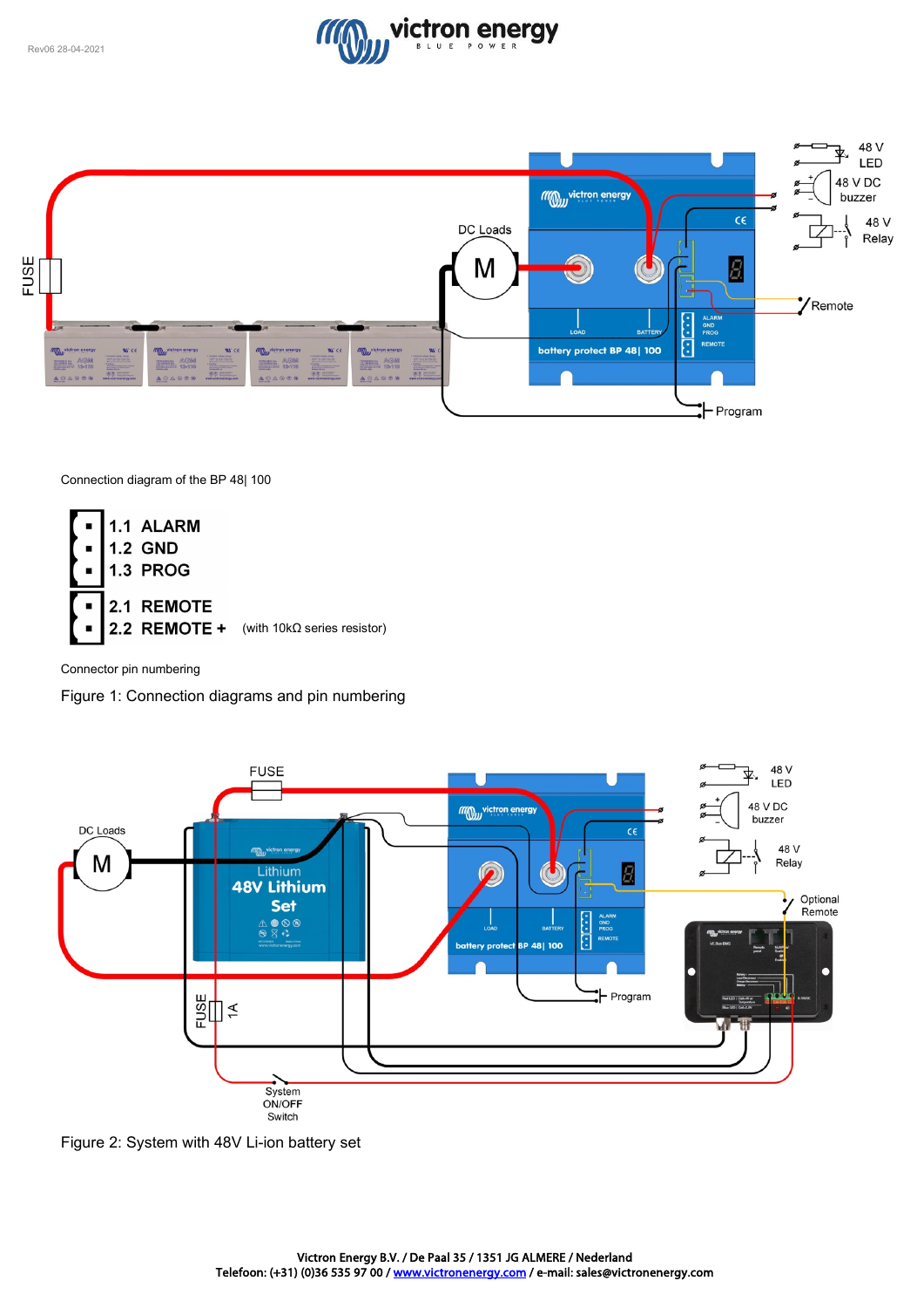Connection diagram of the BP 48| 100

1.1 ALARM
1.2 GND
1.3 PROG

2.1 REMOTE
2.2 REMOTE + (with 10kΩ series resistor)

Connector pin numbering

Figure 1: Connection diagrams and pin numbering

Figure 2: System with 48V Li-ion battery set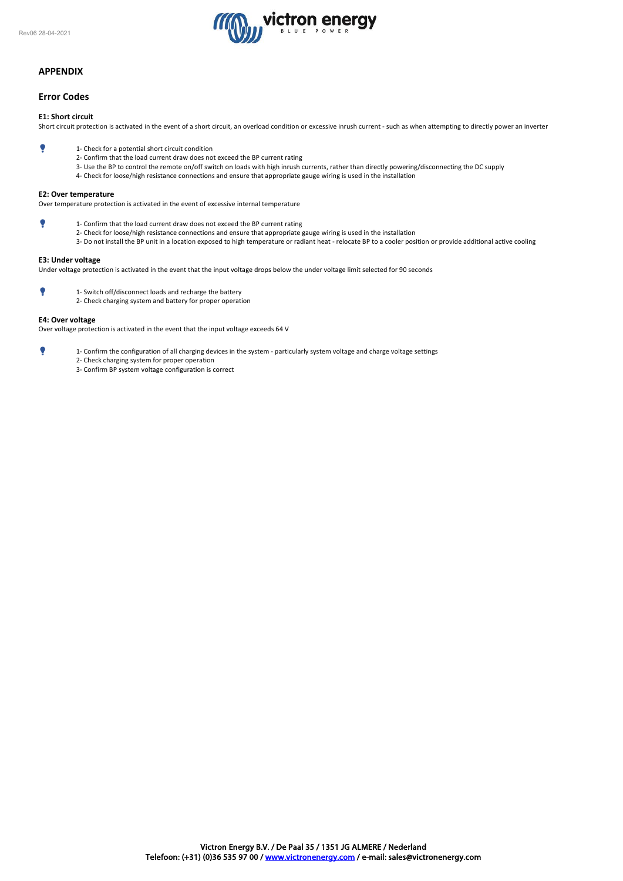## APPENDIX

### Error Codes

#### E1: Short circuit

Short circuit protection is activated in the event of a short circuit, an overload condition or excessive inrush current - such as when attempting to directly power an inverter

1- Check for a potential short circuit condition
2- Confirm that the load current draw does not exceed the BP current rating
3- Use the BP to control the remote on/off switch on loads with high inrush currents, rather than directly powering/disconnecting the DC supply
4- Check for loose/high resistance connections and ensure that appropriate gauge wiring is used in the installation

#### E2: Over temperature

Over temperature protection is activated in the event of excessive internal temperature

1- Confirm that the load current draw does not exceed the BP current rating
2- Check for loose/high resistance connections and ensure that appropriate gauge wiring is used in the installation
3- Do not install the BP unit in a location exposed to high temperature or radiant heat - relocate BP to a cooler position or provide additional active cooling

#### E3: Under voltage

Under voltage protection is activated in the event that the input voltage drops below the under voltage limit selected for 90 seconds

1- Switch off/disconnect loads and recharge the battery
2- Check charging system and battery for proper operation

#### E4: Over voltage

Over voltage protection is activated in the event that the input voltage exceeds 64 V

1- Confirm the configuration of all charging devices in the system - particularly system voltage and charge voltage settings
2- Check charging system for proper operation
3- Confirm BP system voltage configuration is correct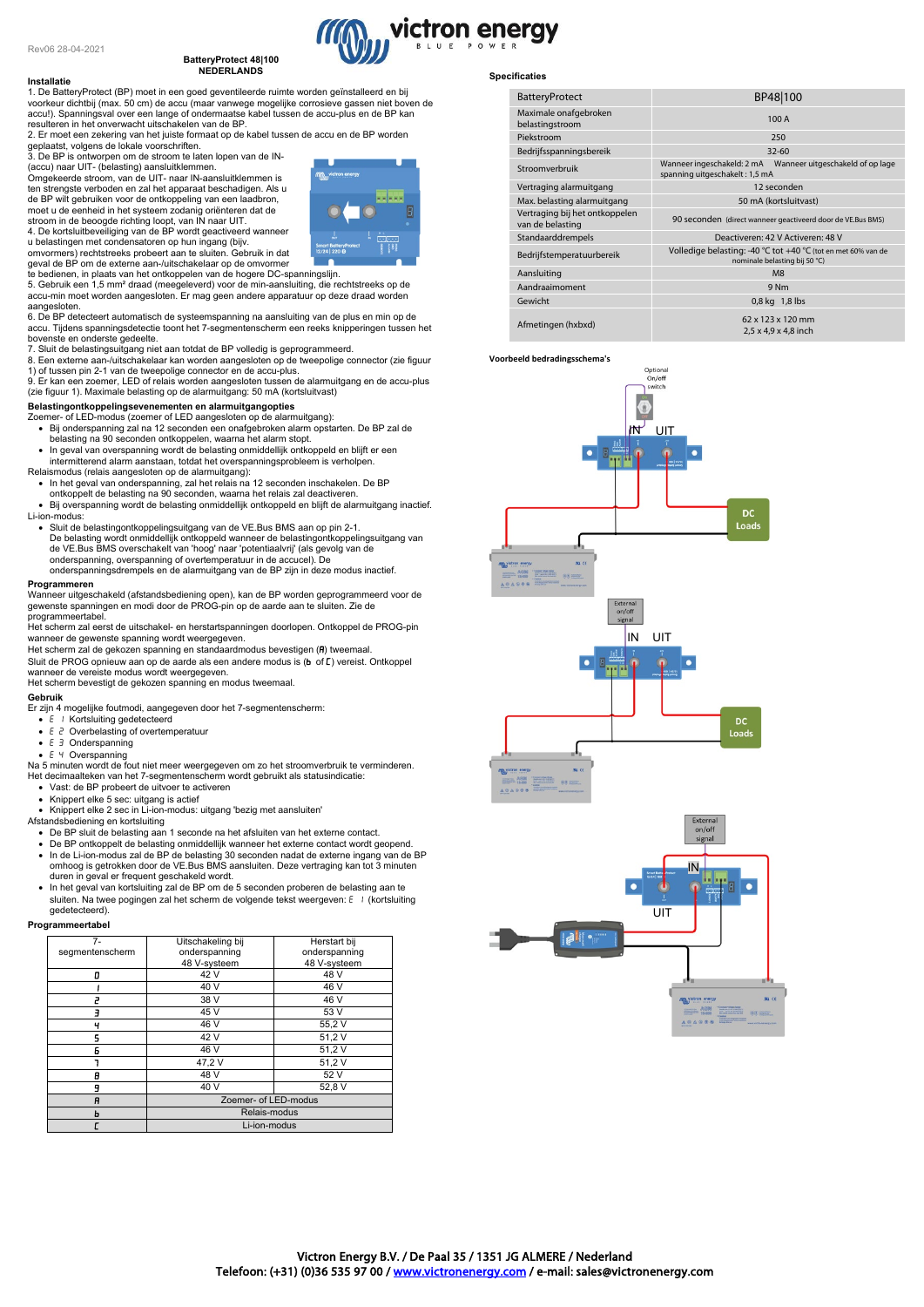Rev06 28-04-2021

**BatteryProtect 48|100**
**NEDERLANDS**

### Installatie

1. De BatteryProtect (BP) moet in een goed geventileerde ruimte worden geïnstalleerd en bij voorkeur dichtbij (max. 50 cm) de accu (maar vanwege mogelijke corrosieve gassen niet boven de accu!). Spanningsval over een lange of ondermaatse kabel tussen de accu-plus en de BP kan resulteren in het onverwacht uitschakelen van de BP.
2. Er moet een zekering van het juiste formaat op de kabel tussen de accu en de BP worden geplaatst, volgens de lokale voorschriften.
3. De BP is ontworpen om de stroom te laten lopen van de IN- (accu) naar UIT- (belasting) aansluitklemmen.
Omgekeerde stroom, van de UIT- naar IN-aansluitklemmen is ten strengste verboden en zal het apparaat beschadigen. Als u de BP wilt gebruiken voor de ontkoppeling van een laadbron, moet u de eenheid in het systeem zodanig oriënteren dat de stroom in de beoogde richting loopt, van IN naar UIT.
4. De kortsluitbeveiliging van de BP wordt geactiveerd wanneer u belastingen met condensatoren op hun ingang (bijv. omvormers) rechtstreeks probeert aan te sluiten. Gebruik in dat geval de BP om de externe aan-/uitschakelaar op de omvormer te bedienen, in plaats van het ontkoppelen van de hogere DC-spanningslijn.
5. Gebruik een 1,5 mm² draad (meegeleverd) voor de min-aansluiting, die rechtstreeks op de accu-min moet worden aangesloten. Er mag geen andere apparatuur op deze draad worden aangesloten.
6. De BP detecteert automatisch de systeemspanning na aansluiting van de plus en min op de accu. Tijdens spanningsdetectie toont het 7-segmentenscherm een reeks knipperingen tussen het bovenste en onderste gedeelte.
7. Sluit de belastingsuitgang niet aan totdat de BP volledig is geprogrammeerd.
8. Een externe aan-/uitschakelaar kan worden aangesloten op de tweepolige connector (zie figuur 1) of tussen pin 2-1 van de tweepolige connector en de accu-plus.
9. Er kan een zoemer, LED of relais worden aangesloten tussen de alarmuitgang en de accu-plus (zie figuur 1). Maximale belasting op de alarmuitgang: 50 mA (kortsluitvast)

### Belastingontkoppelingsevenementen en alarmuitgangopties

Zoemer- of LED-modus (zoemer of LED aangesloten op de alarmuitgang):

- Bij onderspanning zal na 12 seconden een onafgebroken alarm opstarten. De BP zal de belasting na 90 seconden ontkoppelen, waarna het alarm stopt.
- In geval van overspanning wordt de belasting onmiddellijk ontkoppeld en blijft er een intermitterend alarm aanstaan, totdat het overspanningsprobleem is verholpen.

Relaismodus (relais aangesloten op de alarmuitgang):

- In het geval van onderspanning, zal het relais na 12 seconden inschakelen. De BP ontkoppelt de belasting na 90 seconden, waarna het relais zal deactiveren.
- Bij overspanning wordt de belasting onmiddellijk ontkoppeld en blijft de alarmuitgang inactief.

Li-ion-modus:

- Sluit de belastingontkoppelingsuitgang van de VE.Bus BMS aan op pin 2-1.
De belasting wordt onmiddellijk ontkoppeld wanneer de belastingontkoppelingsuitgang van de VE.Bus BMS overschakelt van 'hoog' naar 'potentiaalvrij' (als gevolg van de onderspanning, overspanning of overtemperatuur in de accucel). De onderspanningsdrempels en de alarmuitgang van de BP zijn in deze modus inactief.

### Programmeren

Wanneer uitgeschakeld (afstandsbediening open), kan de BP worden geprogrammeerd voor de gewenste spanningen en modi door de PROG-pin op de aarde aan te sluiten. Zie de programmeertabel.
Het scherm zal eerst de uitschakel- en herstartspanningen doorlopen. Ontkoppel de PROG-pin wanneer de gewenste spanning wordt weergegeven.
Het scherm zal de gekozen spanning en standaardmodus bevestigen (A) tweemaal.
Sluit de PROG opnieuw aan op de aarde als een andere modus is (b of C) vereist. Ontkoppel wanneer de vereiste modus wordt weergegeven.
Het scherm bevestigt de gekozen spanning en modus tweemaal.

### Gebruik

Er zijn 4 mogelijke foutmodi, aangegeven door het 7-segmentenscherm:

- E 1 Kortsluiting gedetecteerd
- E 2 Overbelasting of overtemperatuur
- E 3 Onderspanning
- E 4 Overspanning

Na 5 minuten wordt de fout niet meer weergegeven om zo het stroomverbruik te verminderen.
Het decimaalteken van het 7-segmentenscherm wordt gebruikt als statusindicatie:

- Vast: de BP probeert de uitvoer te activeren
- Knippert elke 5 sec: uitgang is actief
- Knippert elke 2 sec in Li-ion-modus: uitgang 'bezig met aansluiten'

Afstandsbediening en kortsluiting

- De BP sluit de belasting aan 1 seconde na het afsluiten van het externe contact.
- De BP ontkoppelt de belasting onmiddellijk wanneer het externe contact wordt geopend.
- In de Li-ion-modus zal de BP de belasting 30 seconden nadat de externe ingang van de BP omhoog is getrokken door de VE.Bus BMS aansluiten. Deze vertraging kan tot 3 minuten duren in geval er frequent geschakeld wordt.
- In het geval van kortsluiting zal de BP om de 5 seconden proberen de belasting aan te sluiten. Na twee pogingen zal het scherm de volgende tekst weergeven: E 1 (kortsluiting gedetecteerd).

### Programmeertabel

| 7-segmentenscherm | Uitschakeling bij onderspanning 48 V-systeem | Herstart bij onderspanning 48 V-systeem |
|---|---|---|
| 0 | 42 V | 48 V |
| 1 | 40 V | 46 V |
| 2 | 38 V | 46 V |
| 3 | 45 V | 53 V |
| 4 | 46 V | 55,2 V |
| 5 | 42 V | 51,2 V |
| 6 | 46 V | 51,2 V |
| 7 | 47,2 V | 51,2 V |
| 8 | 48 V | 52 V |
| 9 | 40 V | 52,8 V |
| A | Zoemer- of LED-modus | |
| b | Relais-modus | |
| C | Li-ion-modus | |

### Specificaties

| BatteryProtect | BP48\|100 |
|---|---|
| Maximale onafgebroken belastingstroom | 100 A |
| Piekstroom | 250 |
| Bedrijfsspanningsbereik | 32-60 |
| Stroomverbruik | Wanneer ingeschakeld: 2 mA Wanneer uitgeschakeld of op lage spanning uitgeschakelt: 1,5 mA |
| Vertraging alarmuitgang | 12 seconden |
| Max. belasting alarmuitgang | 50 mA (kortsluitvast) |
| Vertraging bij het ontkoppelen van de belasting | 90 seconden (direct wanneer geactiveerd door de VE.Bus BMS) |
| Standaarddrempels | Deactiveren: 42 V Activeren: 48 V |
| Bedrijfstemperatuurbereik | Volledige belasting: -40 °C tot +40 °C (tot en met 60% van de nominale belasting bij 50 °C) |
| Aansluiting | M8 |
| Aandraaimoment | 9 Nm |
| Gewicht | 0,8 kg 1,8 lbs |
| Afmetingen (hxbxd) | 62 x 123 x 120 mm<br>2,5 x 4,9 x 4,8 inch |

**Voorbeeld bedradingsschema's**

Optional On/off switch — IN — UIT — DC Loads

External on/off signal — IN — UIT — DC Loads

External on/off signal — IN — UIT

Victron Energy B.V. / De Paal 35 / 1351 JG ALMERE / Nederland
Telefoon: (+31) (0)36 535 97 00 / www.victronenergy.com / e-mail: sales@victronenergy.com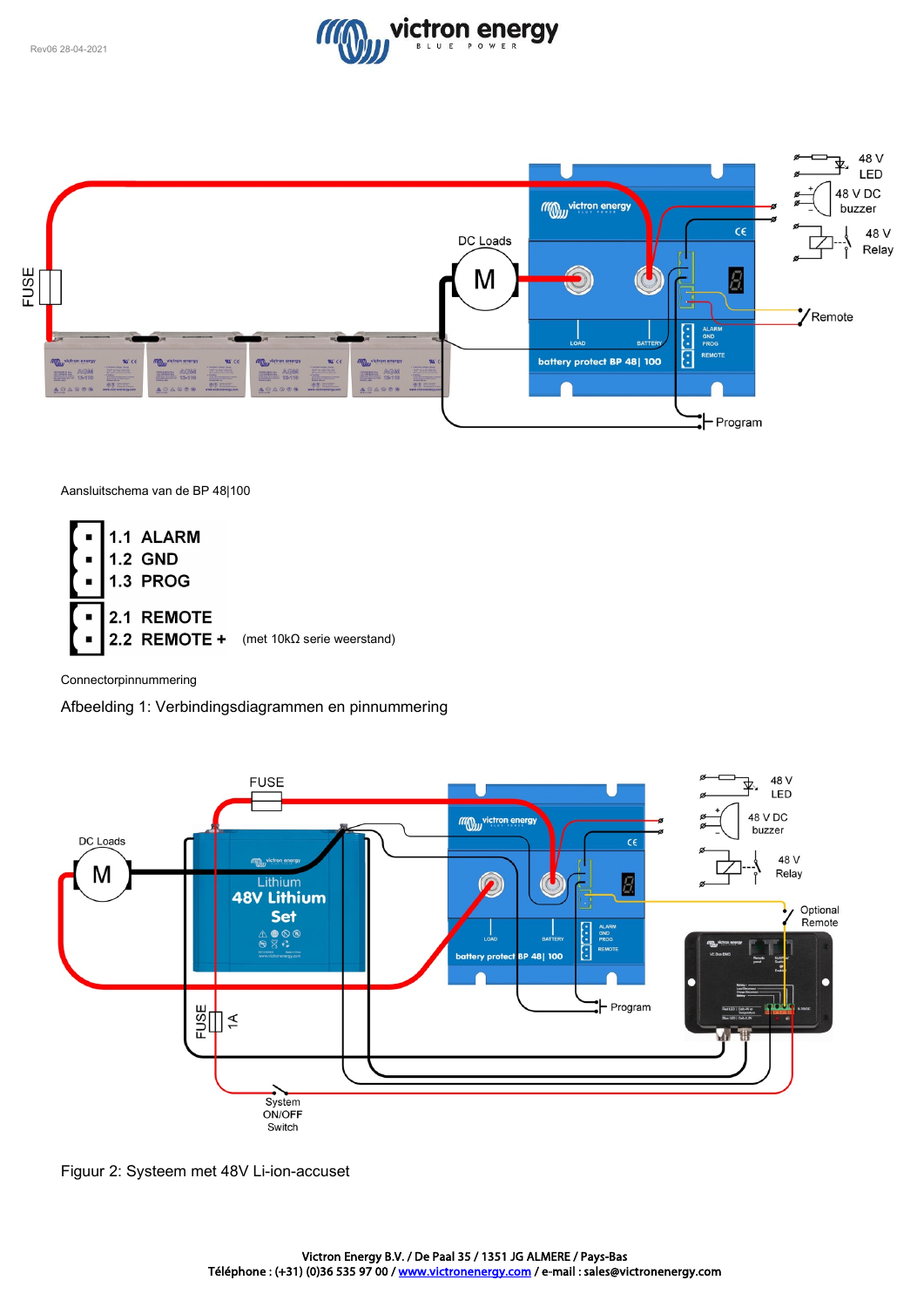Aansluitschema van de BP 48|100

- 1.1 ALARM
- 1.2 GND
- 1.3 PROG

- 2.1 REMOTE
- 2.2 REMOTE + (met 10kΩ serie weerstand)

Connectorpinnummering

Afbeelding 1: Verbindingsdiagrammen en pinnummering

Figuur 2: Systeem met 48V Li-ion-accuset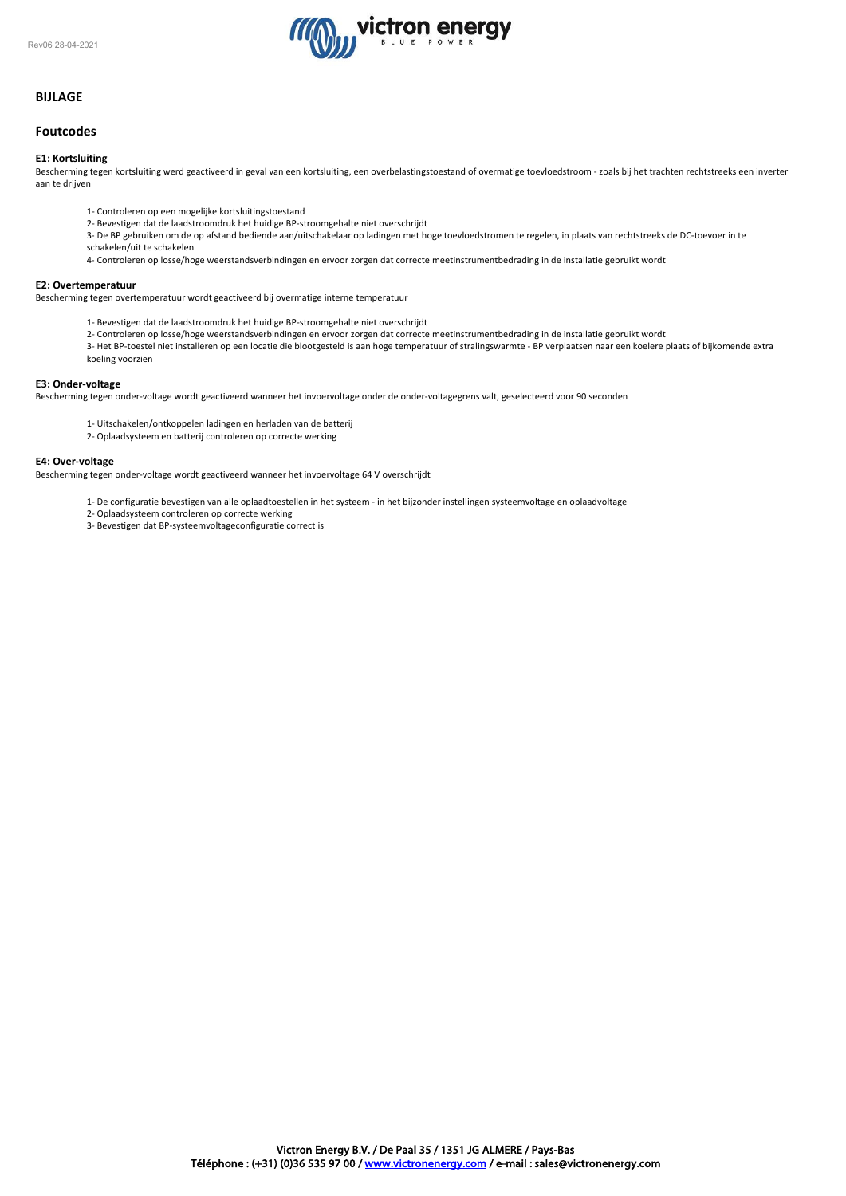## BIJLAGE

## Foutcodes

### E1: Kortsluiting

Bescherming tegen kortsluiting werd geactiveerd in geval van een kortsluiting, een overbelastingstoestand of overmatige toevloedstroom - zoals bij het trachten rechtstreeks een inverter aan te drijven

1- Controleren op een mogelijke kortsluitingstoestand
2- Bevestigen dat de laadstroomdruk het huidige BP-stroomgehalte niet overschrijdt
3- De BP gebruiken om de op afstand bediende aan/uitschakelaar op ladingen met hoge toevloedstromen te regelen, in plaats van rechtstreeks de DC-toevoer in te schakelen/uit te schakelen
4- Controleren op losse/hoge weerstandsverbindingen en ervoor zorgen dat correcte meetinstrumentbedrading in de installatie gebruikt wordt

### E2: Overtemperatuur

Bescherming tegen overtemperatuur wordt geactiveerd bij overmatige interne temperatuur

1- Bevestigen dat de laadstroomdruk het huidige BP-stroomgehalte niet overschrijdt
2- Controleren op losse/hoge weerstandsverbindingen en ervoor zorgen dat correcte meetinstrumentbedrading in de installatie gebruikt wordt
3- Het BP-toestel niet installeren op een locatie die blootgesteld is aan hoge temperatuur of stralingswarmte - BP verplaatsen naar een koelere plaats of bijkomende extra koeling voorzien

### E3: Onder-voltage

Bescherming tegen onder-voltage wordt geactiveerd wanneer het invoervoltage onder de onder-voltagegrens valt, geselecteerd voor 90 seconden

1- Uitschakelen/ontkoppelen ladingen en herladen van de batterij
2- Oplaadsysteem en batterij controleren op correcte werking

### E4: Over-voltage

Bescherming tegen onder-voltage wordt geactiveerd wanneer het invoervoltage 64 V overschrijdt

1- De configuratie bevestigen van alle oplaadtoestellen in het systeem - in het bijzonder instellingen systeemvoltage en oplaadvoltage
2- Oplaadsysteem controleren op correcte werking
3- Bevestigen dat BP-systeemvoltageconfiguratie correct is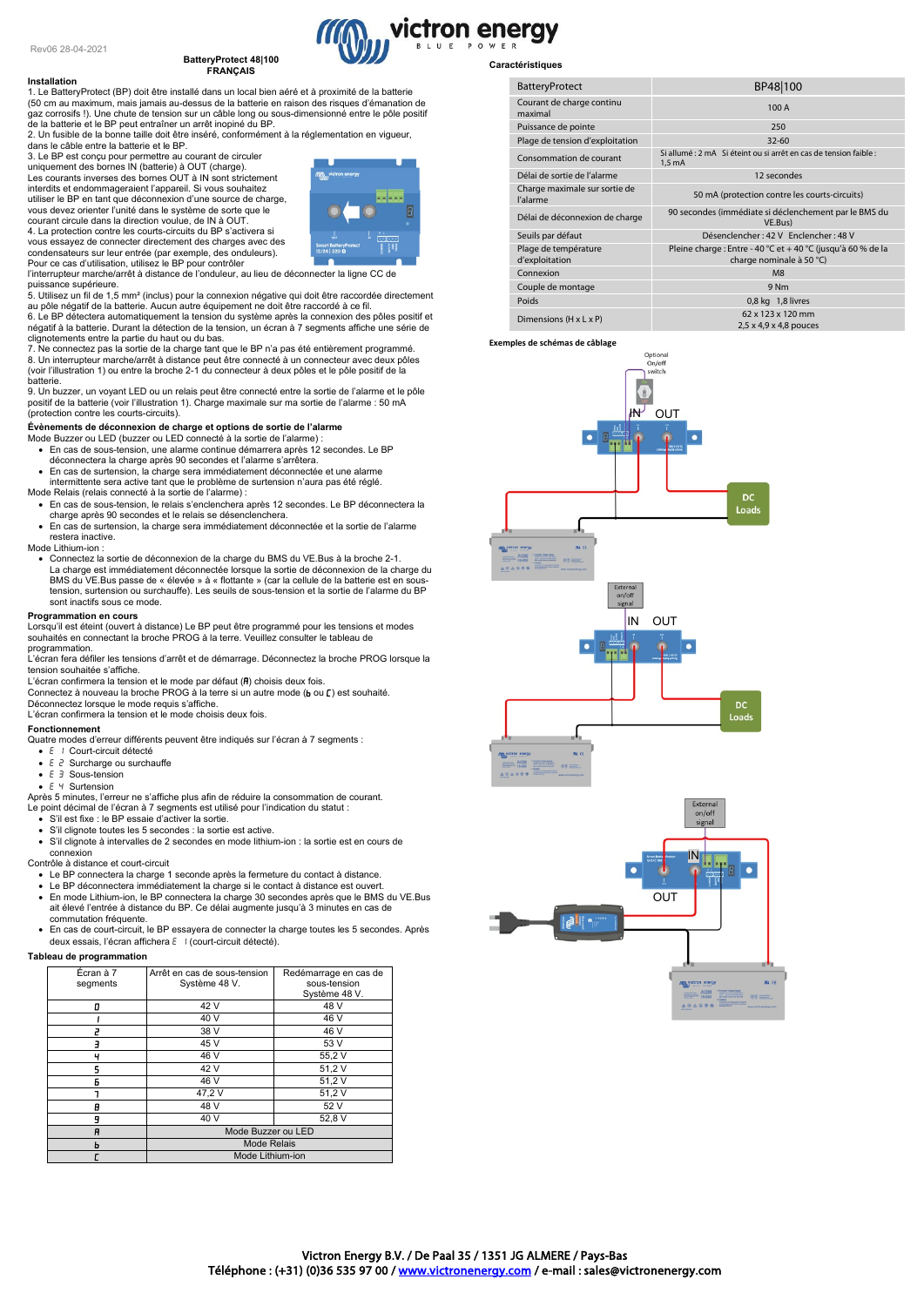Rev06 28-04-2021

**BatteryProtect 48|100**
**FRANÇAIS**

### Installation

1. Le BatteryProtect (BP) doit être installé dans un local bien aéré et à proximité de la batterie (50 cm au maximum, mais jamais au-dessus de la batterie en raison des risques d'émanation de gaz corrosifs !). Une chute de tension sur un câble long ou sous-dimensionné entre le pôle positif de la batterie et le BP peut entraîner un arrêt inopiné du BP.
2. Un fusible de la bonne taille doit être inséré, conformément à la réglementation en vigueur, dans le câble entre la batterie et le BP.
3. Le BP est conçu pour permettre au courant de circuler uniquement des bornes IN (batterie) à OUT (charge).
Les courants inverses des bornes OUT à IN sont strictement interdits et endommageraient l'appareil. Si vous souhaitez utiliser le BP en tant que déconnexion d'une source de charge, vous devez orienter l'unité dans le système de sorte que le courant circule dans la direction voulue, de IN à OUT.
4. La protection contre les courts-circuits du BP s'activera si vous essayez de connecter directement des charges avec des condensateurs sur leur entrée (par exemple, des onduleurs). Pour ce cas d'utilisation, utilisez le BP pour contrôler l'interrupteur marche/arrêt à distance de l'onduleur, au lieu de déconnecter la ligne CC de puissance supérieure.
5. Utilisez un fil de 1,5 mm² (inclus) pour la connexion négative qui doit être raccordée directement au pôle négatif de la batterie. Aucun autre équipement ne doit être raccordé à ce fil.
6. Le BP détectera automatiquement la tension du système après la connexion des pôles positif et négatif à la batterie. Durant la détection de la tension, un écran à 7 segments affiche une série de clignotements entre la partie du haut ou du bas.
7. Ne connectez pas la sortie de la charge tant que le BP n'a pas été entièrement programmé.
8. Un interrupteur marche/arrêt à distance peut être connecté à un connecteur avec deux pôles (voir l'illustration 1) ou entre la broche 2-1 du connecteur à deux pôles et le pôle positif de la batterie.
9. Un buzzer, un voyant LED ou un relais peut être connecté entre la sortie de l'alarme et le pôle positif de la batterie (voir l'illustration 1). Charge maximale sur ma sortie de l'alarme : 50 mA (protection contre les courts-circuits).

### Évènements de déconnexion de charge et options de sortie de l'alarme

Mode Buzzer ou LED (buzzer ou LED connecté à la sortie de l'alarme) :

- En cas de sous-tension, une alarme continue démarrera après 12 secondes. Le BP déconnectera la charge après 90 secondes et l'alarme s'arrêtera.
- En cas de surtension, la charge sera immédiatement déconnectée et une alarme intermittente sera active tant que le problème de surtension n'aura pas été réglé.

Mode Relais (relais connecté à la sortie de l'alarme) :

- En cas de sous-tension, le relais s'enclenchera après 12 secondes. Le BP déconnectera la charge après 90 secondes et le relais se désenclenchera.
- En cas de surtension, la charge sera immédiatement déconnectée et la sortie de l'alarme restera inactive.

Mode Lithium-ion :

- Connectez la sortie de déconnexion de la charge du BMS du VE.Bus à la broche 2-1.
La charge est immédiatement déconnectée lorsque la sortie de déconnexion de la charge du BMS du VE.Bus passe de « élevée » à « flottante » (car la cellule de la batterie est en sous-tension, surtension ou surchauffe). Les seuils de sous-tension et la sortie de l'alarme du BP sont inactifs sous ce mode.

### Programmation en cours

Lorsqu'il est éteint (ouvert à distance) Le BP peut être programmé pour les tensions et modes souhaités en connectant la broche PROG à la terre. Veuillez consulter le tableau de programmation.
L'écran fera défiler les tensions d'arrêt et de démarrage. Déconnectez la broche PROG lorsque la tension souhaitée s'affiche.
L'écran confirmera la tension et le mode par défaut (A) choisis deux fois.
Connectez à nouveau la broche PROG à la terre si un autre mode (b ou C) est souhaité.
Déconnectez lorsque le mode requis s'affiche.
L'écran confirmera la tension et le mode choisis deux fois.

### Fonctionnement

Quatre modes d'erreur différents peuvent être indiqués sur l'écran à 7 segments :

- E 1 Court-circuit détecté
- E 2 Surcharge ou surchauffe
- E 3 Sous-tension
- E 4 Surtension

Après 5 minutes, l'erreur ne s'affiche plus afin de réduire la consommation de courant.
Le point décimal de l'écran à 7 segments est utilisé pour l'indication du statut :

- S'il est fixe : le BP essaie d'activer la sortie.
- S'il clignote toutes les 5 secondes : la sortie est active.
- S'il clignote à intervalles de 2 secondes en mode lithium-ion : la sortie est en cours de connexion

Contrôle à distance et court-circuit

- Le BP connectera la charge 1 seconde après la fermeture du contact à distance.
- Le BP déconnectera immédiatement la charge si le contact à distance est ouvert.
- En mode Lithium-ion, le BP connectera la charge 30 secondes après que le BMS du VE.Bus ait élevé l'entrée à distance du BP. Ce délai augmente jusqu'à 3 minutes en cas de commutation fréquente.
- En cas de court-circuit, le BP essayera de connecter la charge toutes les 5 secondes. Après deux essais, l'écran affichera E 1 (court-circuit détecté).

### Tableau de programmation

| Écran à 7 segments | Arrêt en cas de sous-tension Système 48 V. | Redémarrage en cas de sous-tension Système 48 V. |
|---|---|---|
| 0 | 42 V | 48 V |
| 1 | 40 V | 46 V |
| 2 | 38 V | 46 V |
| 3 | 45 V | 53 V |
| 4 | 46 V | 55,2 V |
| 5 | 42 V | 51,2 V |
| 6 | 46 V | 51,2 V |
| 7 | 47,2 V | 51,2 V |
| 8 | 48 V | 52 V |
| 9 | 40 V | 52,8 V |
| A | Mode Buzzer ou LED | |
| b | Mode Relais | |
| C | Mode Lithium-ion | |

### Caractéristiques

| BatteryProtect | BP48\|100 |
|---|---|
| Courant de charge continu maximal | 100 A |
| Puissance de pointe | 250 |
| Plage de tension d'exploitation | 32-60 |
| Consommation de courant | Si allumé : 2 mA Si éteint ou si arrêt en cas de tension faible : 1,5 mA |
| Délai de sortie de l'alarme | 12 secondes |
| Charge maximale sur sortie de l'alarme | 50 mA (protection contre les courts-circuits) |
| Délai de déconnexion de charge | 90 secondes (immédiate si déclenchement par le BMS du VE.Bus) |
| Seuils par défaut | Désenclencher : 42 V Enclencher : 48 V |
| Plage de température d'exploitation | Pleine charge : Entre - 40 °C et + 40 °C (jusqu'à 60 % de la charge nominale à 50 °C) |
| Connexion | M8 |
| Couple de montage | 9 Nm |
| Poids | 0,8 kg 1,8 livres |
| Dimensions (H x L x P) | 62 x 123 x 120 mm 2,5 x 4,9 x 4,8 pouces |

**Exemples de schémas de câblage**

Optional On/off switch — IN — OUT — DC Loads

External on/off signal — IN — OUT — DC Loads

External on/off signal — IN — OUT

Victron Energy B.V. / De Paal 35 / 1351 JG ALMERE / Pays-Bas
Téléphone : (+31) (0)36 535 97 00 / www.victronenergy.com / e-mail : sales@victronenergy.com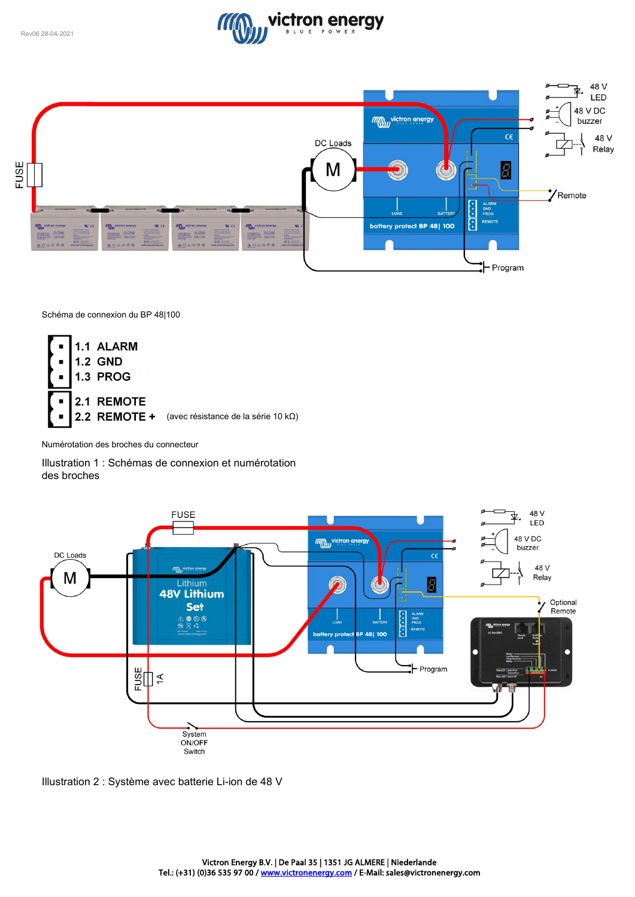Schéma de connexion du BP 48|100

1.1 ALARM
1.2 GND
1.3 PROG

2.1 REMOTE
2.2 REMOTE + (avec résistance de la série 10 kΩ)

Numérotation des broches du connecteur

Illustration 1 : Schémas de connexion et numérotation des broches

Illustration 2 : Système avec batterie Li-ion de 48 V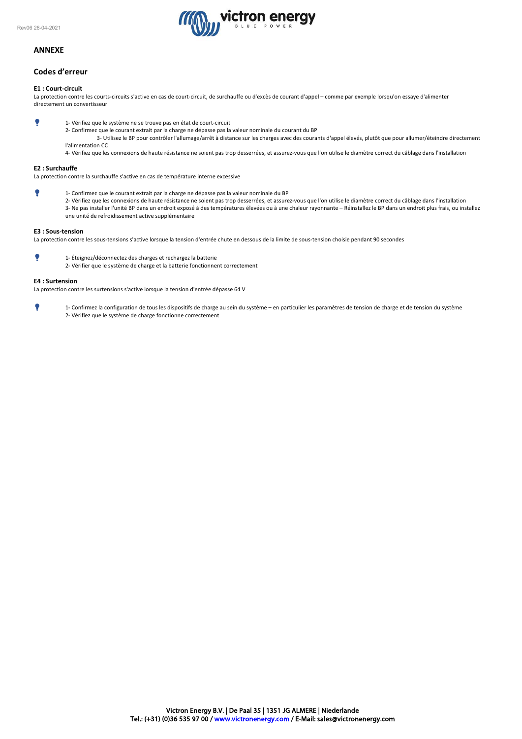## ANNEXE

### Codes d'erreur

#### E1 : Court-circuit

La protection contre les courts-circuits s'active en cas de court-circuit, de surchauffe ou d'excès de courant d'appel – comme par exemple lorsqu'on essaye d'alimenter directement un convertisseur

1- Vérifiez que le système ne se trouve pas en état de court-circuit
2- Confirmez que le courant extrait par la charge ne dépasse pas la valeur nominale du courant du BP
3- Utilisez le BP pour contrôler l'allumage/arrêt à distance sur les charges avec des courants d'appel élevés, plutôt que pour allumer/éteindre directement l'alimentation CC
4- Vérifiez que les connexions de haute résistance ne soient pas trop desserrées, et assurez-vous que l'on utilise le diamètre correct du câblage dans l'installation

#### E2 : Surchauffe

La protection contre la surchauffe s'active en cas de température interne excessive

1- Confirmez que le courant extrait par la charge ne dépasse pas la valeur nominale du BP
2- Vérifiez que les connexions de haute résistance ne soient pas trop desserrées, et assurez-vous que l'on utilise le diamètre correct du câblage dans l'installation
3- Ne pas installer l'unité BP dans un endroit exposé à des températures élevées ou à une chaleur rayonnante – Réinstallez le BP dans un endroit plus frais, ou installez une unité de refroidissement active supplémentaire

#### E3 : Sous-tension

La protection contre les sous-tensions s'active lorsque la tension d'entrée chute en dessous de la limite de sous-tension choisie pendant 90 secondes

1- Éteignez/déconnectez des charges et rechargez la batterie
2- Vérifier que le système de charge et la batterie fonctionnent correctement

#### E4 : Surtension

La protection contre les surtensions s'active lorsque la tension d'entrée dépasse 64 V

1- Confirmez la configuration de tous les dispositifs de charge au sein du système – en particulier les paramètres de tension de charge et de tension du système
2- Vérifiez que le système de charge fonctionne correctement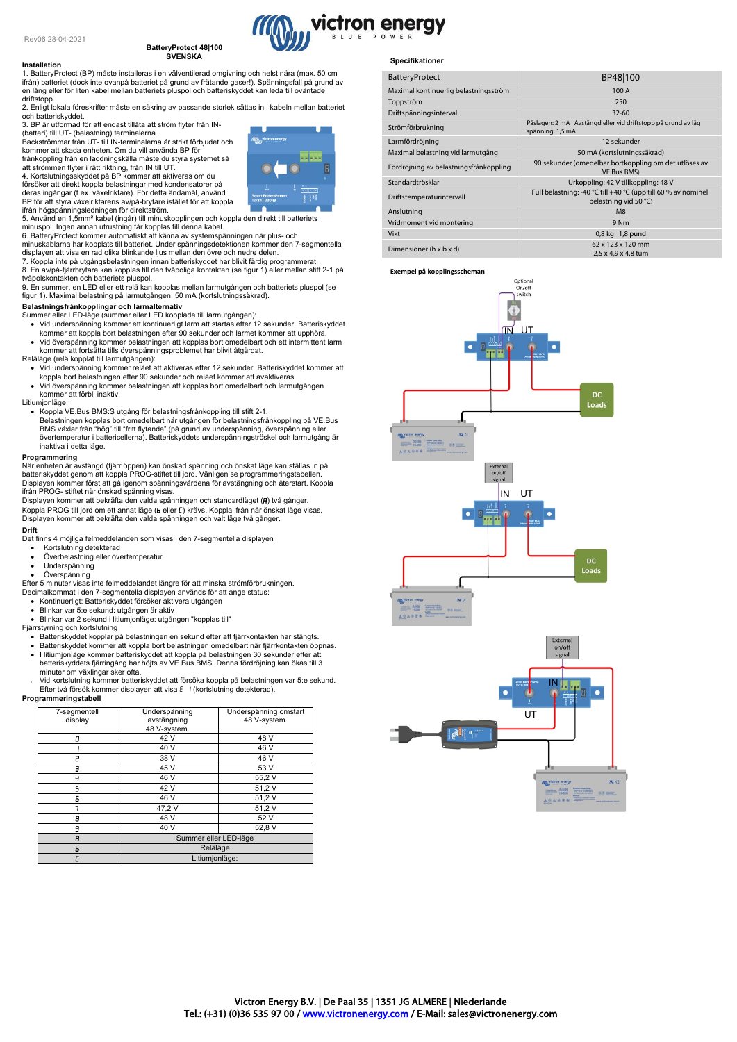Rev06 28-04-2021

**BatteryProtect 48|100**
**SVENSKA**

### Installation

1. BatteryProtect (BP) måste installeras i en välventilerad omgivning och helst nära (max. 50 cm ifrån) batteriet (dock inte ovanpå batteriet på grund av frätande gaser!). Spänningsfall på grund av en lång eller för liten kabel mellan batteriets pluspol och batteriskyddet kan leda till oväntade driftstopp.
2. Enligt lokala föreskrifter måste en säkring av passande storlek sättas in i kabeln mellan batteriet och batteriskyddet.
3. BP är utformad för att endast tillåta att ström flyter från IN- (batteri) till UT- (belastning) terminalerna.
Backströmmar från UT- till IN-terminalerna är strikt förbjudet och kommer att skada enheten. Om du vill använda BP för frånkoppling från en laddningskälla måste du styra systemet så att strömmen flyter i rätt riktning, från IN till UT.
4. Kortslutningsskyddet på BP kommer att aktiveras om du försöker att direkt koppla belastningar med kondensatorer på deras ingångar (t.ex. växelriktare). För detta ändamål, använd BP för att styra växelriktarens av/på-brytare istället för att koppla ifrån högspänningsledningen för direktström.
5. Använd en 1,5mm² kabel (ingår) till minuskopplingen och koppla den direkt till batteriets minuspol. Ingen annan utrustning får kopplas till denna kabel.
6. BatteryProtect kommer automatiskt att känna av systemspänningen när plus- och minuskablarna har kopplats till batteriet. Under spänningsdetektionen kommer den 7-segmentella displayen att visa en rad olika blinkande ljus mellan den övre och nedre delen.
7. Koppla inte på utgångsbelastningen innan batteriskyddet har blivit färdig programmerat.
8. En av/på-fjärrbrytare kan kopplas till den tvåpoliga kontakten (se figur 1) eller mellan stift 2-1 på tvåpolskontakten och batteriets pluspol.
9. En summer, en LED eller ett relä kan kopplas mellan larmutgången och batteriets pluspol (se figur 1). Maximal belastning på larmutgången: 50 mA (kortslutningssäkrad).

### Belastningsfrånkopplingar och larmalternativ

Summer eller LED-läge (summer eller LED kopplade till larmutgången):

- Vid underspänning kommer ett kontinuerligt larm att startas efter 12 sekunder. Batteriskyddet kommer att koppla bort belastningen efter 90 sekunder och larmet kommer att upphöra.
- Vid överspänning kommer belastningen att kopplas bort omedelbart och ett intermittent larm kommer att fortsätta tills överspänningsproblemet har blivit åtgärdat.

Reläläge (relä kopplat till larmutgången):

- Vid underspänning kommer reläet att aktiveras efter 12 sekunder. Batteriskyddet kommer att koppla bort belastningen efter 90 sekunder och reläet kommer att avaktiveras.
- Vid överspänning kommer belastningen att kopplas bort omedelbart och larmutgången kommer att förbli inaktiv.

Litiumjonläge:

- Koppla VE.Bus BMS:S utgång för belastningsfrånkoppling till stift 2-1.
Belastningen kopplas bort omedelbart när utgången för belastningsfrånkoppling på VE.Bus BMS växlar från "hög" till "fritt flytande" (på grund av underspänning, överspänning eller övertemperatur i battericellerna). Batteriskyddets underspänningströskel och larmutgång är inaktiva i detta läge.

### Programmering

När enheten är avstängd (fjärr öppen) kan önskad spänning och önskat läge kan ställas in på batteriskyddet genom att koppla PROG-stiftet till jord. Vänligen se programmeringstabellen.
Displayen kommer först att gå igenom spänningsvärdena för avstängning och återstart. Koppla ifrån PROG- stiftet när önskad spänning visas.
Displayen kommer att bekräfta den valda spänningen och standardläget (A) två gånger.
Koppla PROG till jord om ett annat läge (b eller C) krävs. Koppla ifrån när önskat läge visas.
Displayen kommer att bekräfta den valda spänningen och valt läge två gånger.

### Drift

Det finns 4 möjliga felmeddelanden som visas i den 7-segmentella displayen

- Kortslutning detekterad
- Överbelastning eller övertemperatur
- Underspänning
- Överspänning

Efter 5 minuter visas inte felmeddelandet längre för att minska strömförbrukningen.
Decimalkommat i den 7-segmentella displayen används för att ange status:

- Kontinuerligt: Batteriskyddet försöker aktivera utgången
- Blinkar var 5:e sekund: utgången är aktiv
- Blinkar var 2 sekund i litiumjonläge: utgången "kopplas till"

Fjärrstyrning och kortslutning

- Batteriskyddet kopplar på belastningen en sekund efter att fjärrkontakten har stängts.
- Batteriskyddet kommer att koppla bort belastningen omedelbart när fjärrkontakten öppnas.
- I litiumjonläge kommer batteriskyddet att koppla på belastningen 30 sekunder efter att batteriskyddets fjärringång har höjts av VE.Bus BMS. Denna fördröjning kan ökas till 3 minuter om växlingar sker ofta.
- Vid kortslutning kommer batteriskyddet att försöka koppla på belastningen var 5:e sekund. Efter två försök kommer displayen att visa E 1 (kortslutning detekterad).

### Programmeringstabell

| 7-segmentell display | Underspänning avstängning 48 V-system. | Underspänning omstart 48 V-system. |
|---|---|---|
| 0 | 42 V | 48 V |
| 1 | 40 V | 46 V |
| 2 | 38 V | 46 V |
| 3 | 45 V | 53 V |
| 4 | 46 V | 55,2 V |
| 5 | 42 V | 51,2 V |
| 6 | 46 V | 51,2 V |
| 7 | 47,2 V | 51,2 V |
| 8 | 48 V | 52 V |
| 9 | 40 V | 52,8 V |
| A | Summer eller LED-läge | |
| b | Reläläge | |
| C | Litiumjonläge: | |

### Specifikationer

| BatteryProtect | BP48\|100 |
|---|---|
| Maximal kontinuerlig belastningsström | 100 A |
| Toppström | 250 |
| Driftspänningsintervall | 32-60 |
| Strömförbrukning | Påslagen: 2 mA  Avstängd eller vid driftstopp på grund av låg spänning: 1,5 mA |
| Larmfördröjning | 12 sekunder |
| Maximal belastning vid larmutgång | 50 mA (kortslutningssäkrad) |
| Fördröjning av belastningsfrånkoppling | 90 sekunder (omedelbar bortkoppling om det utlöses av VE.Bus BMS) |
| Standardtrösklar | Urkoppling: 42 V tillkoppling: 48 V |
| Driftstemperaturintervall | Full belastning: -40 °C till +40 °C (upp till 60 % av nominell belastning vid 50 °C) |
| Anslutning | M8 |
| Vridmoment vid montering | 9 Nm |
| Vikt | 0,8 kg  1,8 pund |
| Dimensioner (h x b x d) | 62 x 123 x 120 mm<br>2,5 x 4,9 x 4,8 tum |

**Exempel på kopplingsscheman**

Optional on/off switch — IN UT — DC Loads

External on/off signal — IN UT — DC Loads

External on/off signal — IN UT

Victron Energy B.V. | De Paal 35 | 1351 JG ALMERE | Niederlande
Tel.: (+31) (0)36 535 97 00 / www.victronenergy.com / E-Mail: sales@victronenergy.com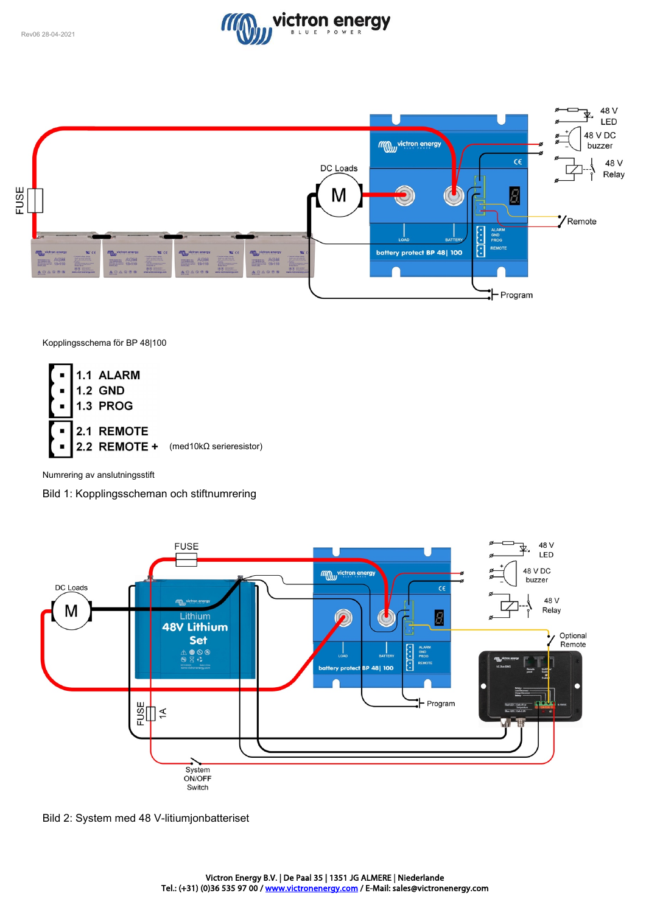Kopplingsschema för BP 48|100

1.1 ALARM
1.2 GND
1.3 PROG

2.1 REMOTE
2.2 REMOTE + (med10kΩ serieresistor)

Numrering av anslutningsstift

Bild 1: Kopplingsscheman och stiftnumrering

Bild 2: System med 48 V-litiumjonbatteriset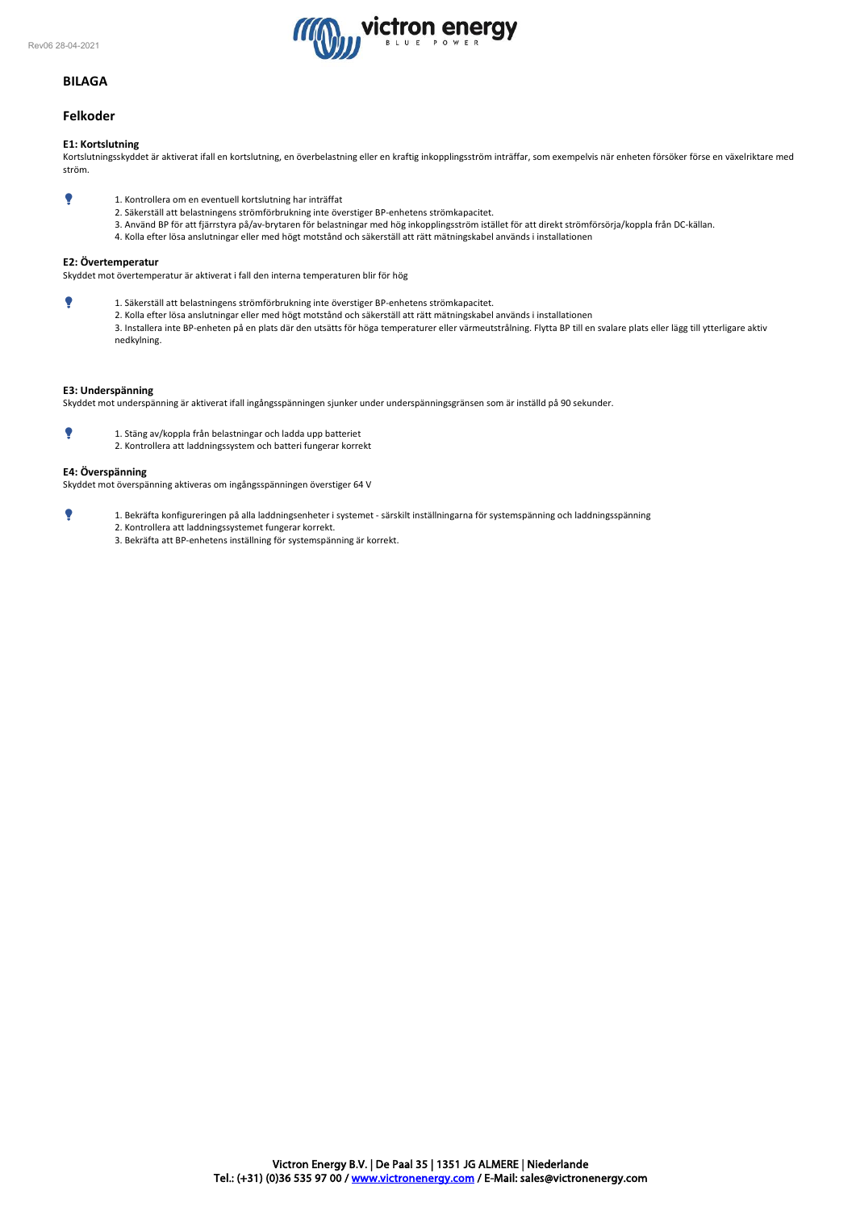## BILAGA

### Felkoder

**E1: Kortslutning**

Kortslutningsskyddet är aktiverat ifall en kortslutning, en överbelastning eller en kraftig inkopplingsström inträffar, som exempelvis när enheten försöker förse en växelriktare med ström.

1. Kontrollera om en eventuell kortslutning har inträffat
2. Säkerställ att belastningens strömförbrukning inte överstiger BP-enhetens strömkapacitet.
3. Använd BP för att fjärrstyra på/av-brytaren för belastningar med hög inkopplingsström istället för att direkt strömförsörja/koppla från DC-källan.
4. Kolla efter lösa anslutningar eller med högt motstånd och säkerställ att rätt mätningskabel används i installationen

**E2: Övertemperatur**

Skyddet mot övertemperatur är aktiverat i fall den interna temperaturen blir för hög

1. Säkerställ att belastningens strömförbrukning inte överstiger BP-enhetens strömkapacitet.
2. Kolla efter lösa anslutningar eller med högt motstånd och säkerställ att rätt mätningskabel används i installationen
3. Installera inte BP-enheten på en plats där den utsätts för höga temperaturer eller värmeutstrålning. Flytta BP till en svalare plats eller lägg till ytterligare aktiv nedkylning.

**E3: Underspänning**

Skyddet mot underspänning är aktiverat ifall ingångsspänningen sjunker under underspänningsgränsen som är inställd på 90 sekunder.

1. Stäng av/koppla från belastningar och ladda upp batteriet
2. Kontrollera att laddningssystem och batteri fungerar korrekt

**E4: Överspänning**

Skyddet mot överspänning aktiveras om ingångsspänningen överstiger 64 V

1. Bekräfta konfigureringen på alla laddningsenheter i systemet - särskilt inställningarna för systemspänning och laddningsspänning
2. Kontrollera att laddningssystemet fungerar korrekt.
3. Bekräfta att BP-enhetens inställning för systemspänning är korrekt.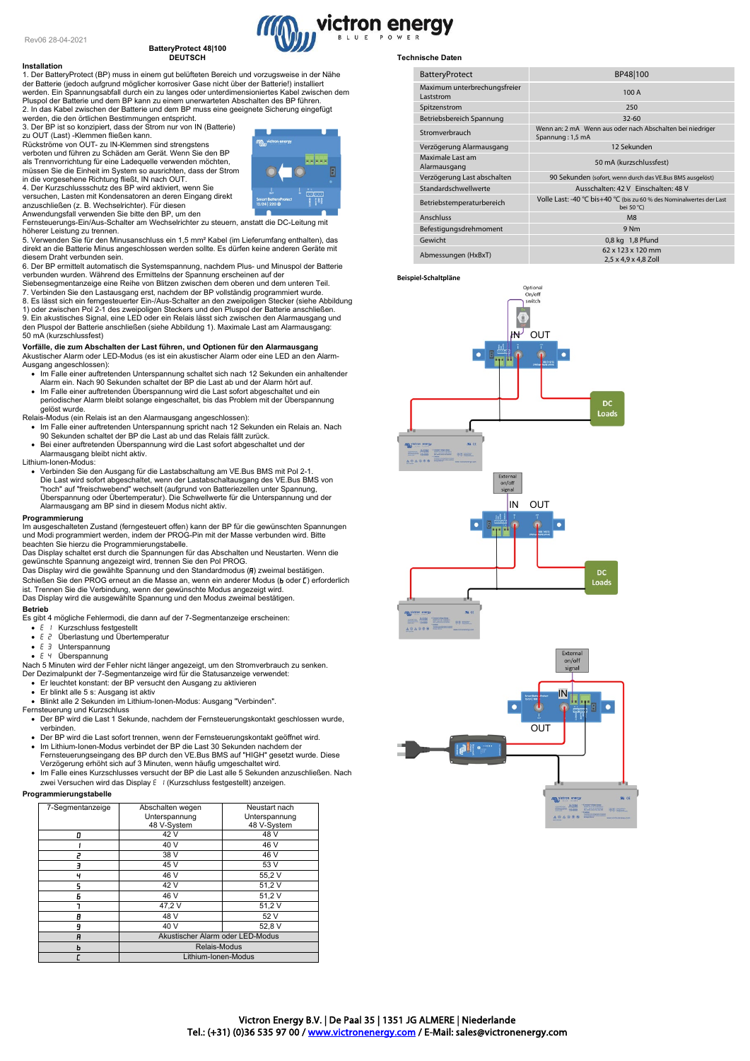Rev06 28-04-2021

**BatteryProtect 48|100**
**DEUTSCH**

### Installation

1. Der BatteryProtect (BP) muss in einem gut belüfteten Bereich und vorzugsweise in der Nähe der Batterie (jedoch aufgrund möglicher korrosiver Gase nicht über der Batterie!) installiert werden. Ein Spannungsabfall durch ein zu langes oder unterdimensioniertes Kabel zwischen dem Pluspol der Batterie und dem BP kann zu einem unerwarteten Abschalten des BP führen.
2. In das Kabel zwischen der Batterie und dem BP muss eine geeignete Sicherung eingefügt werden, die den örtlichen Bestimmungen entspricht.
3. Der BP ist so konzipiert, dass der Strom nur von IN (Batterie) zu OUT (Last) -Klemmen fließen kann.
Rückströme von OUT- zu IN-Klemmen sind strengstens verboten und führen zu Schäden am Gerät. Wenn Sie den BP als Trennvorrichtung für eine Ladequelle verwenden möchten, müssen Sie die Einheit im System so ausrichten, dass der Strom in die vorgesehene Richtung fließt, IN nach OUT.
4. Der Kurzschlussschutz des BP wird aktiviert, wenn Sie versuchen, Lasten mit Kondensatoren an deren Eingang direkt anzuschließen (z. B. Wechselrichter). Für diesen Anwendungsfall verwenden Sie bitte den BP, um den Fernsteuerungs-Ein/Aus-Schalter am Wechselrichter zu steuern, anstatt die DC-Leitung mit höherer Leistung zu trennen.
5. Verwenden Sie für den Minusanschluss ein 1,5 mm² Kabel (im Lieferumfang enthalten), das direkt an die Batterie Minus angeschlossen werden sollte. Es dürfen keine anderen Geräte mit diesem Draht verbunden sein.
6. Der BP ermittelt automatisch die Systemspannung, nachdem Plus- und Minuspol der Batterie verbunden wurden. Während des Ermittelns der Spannung erscheinen auf der Siebensegmentanzeige eine Reihe von Blitzen zwischen dem oberen und dem unteren Teil.
7. Verbinden Sie den Lastausgang erst, nachdem der BP vollständig programmiert wurde.
8. Es lässt sich ein ferngesteuerter Ein-/Aus-Schalter an den zweipoligen Stecker (siehe Abbildung 1) oder zwischen Pol 2-1 des zweipoligen Steckers und den Pluspol der Batterie anschließen.
9. Ein akustisches Signal, eine LED oder ein Relais lässt sich zwischen den Alarmausgang und den Pluspol der Batterie anschließen (siehe Abbildung 1). Maximale Last am Alarmausgang: 50 mA (kurzschlussfest)

### Vorfälle, die zum Abschalten der Last führen, und Optionen für den Alarmausgang

Akustischer Alarm oder LED-Modus (es ist ein akustischer Alarm oder eine LED an den Alarm-Ausgang angeschlossen):

- Im Falle einer auftretenden Unterspannung schaltet sich nach 12 Sekunden ein anhaltender Alarm ein. Nach 90 Sekunden schaltet der BP die Last ab und der Alarm hört auf.
- Im Falle einer auftretenden Überspannung wird die Last sofort abgeschaltet und ein periodischer Alarm bleibt solange eingeschaltet, bis das Problem mit der Überspannung gelöst wurde.

Relais-Modus (ein Relais ist an den Alarmausgang angeschlossen):

- Im Falle einer auftretenden Unterspannung spricht nach 12 Sekunden ein Relais an. Nach 90 Sekunden schaltet der BP die Last ab und das Relais fällt zurück.
- Bei einer auftretenden Überspannung wird die Last sofort abgeschaltet und der Alarmausgang bleibt nicht aktiv.

Lithium-Ionen-Modus:

- Verbinden Sie den Ausgang für die Lastabschaltung am VE.Bus BMS mit Pol 2-1. Die Last wird sofort abgeschaltet, wenn der Lastabschaltausgang des VE.Bus BMS von "hoch" auf "freischwebend" wechselt (aufgrund von Batteriezellen unter Spannung, Überspannung oder Übertemperatur). Die Schwellwerte für die Unterspannung und der Alarmausgang am BP sind in diesem Modus nicht aktiv.

### Programmierung

Im ausgeschalteten Zustand (ferngesteuert offen) kann der BP für die gewünschten Spannungen und Modi programmiert werden, indem der PROG-Pin mit der Masse verbunden wird. Bitte beachten Sie hierzu die Programmierungstabelle.
Das Display schaltet erst durch die Spannungen für das Abschalten und Neustarten. Wenn die gewünschte Spannung angezeigt wird, trennen Sie den Pol PROG.
Das Display wird die gewählte Spannung und den Standardmodus (A) zweimal bestätigen.
Schließen Sie den PROG erneut an die Masse an, wenn ein anderer Modus (b oder C) erforderlich ist. Trennen Sie die Verbindung, wenn der gewünschte Modus angezeigt wird.
Das Display wird die ausgewählte Spannung und den Modus zweimal bestätigen.

### Betrieb

Es gibt 4 mögliche Fehlermodi, die dann auf der 7-Segmentanzeige erscheinen:

- E 1 Kurzschluss festgestellt
- E 2 Überlastung und Übertemperatur
- E 3 Unterspannung
- E 4 Überspannung

Nach 5 Minuten wird der Fehler nicht länger angezeigt, um den Stromverbrauch zu senken.
Der Dezimalpunkt der 7-Segmentanzeige wird für die Statusanzeige verwendet:

- Er leuchtet konstant: der BP versucht den Ausgang zu aktivieren
- Er blinkt alle 5 s: Ausgang ist aktiv
- Blinkt alle 2 Sekunden im Lithium-Ionen-Modus: Ausgang "Verbinden".

Fernsteuerung und Kurzschluss

- Der BP wird die Last 1 Sekunde, nachdem der Fernsteuerungskontakt geschlossen wurde, verbinden.
- Der BP wird die Last sofort trennen, wenn der Fernsteuerungskontakt geöffnet wird.
- Im Lithium-Ionen-Modus verbindet der BP die Last 30 Sekunden nachdem der Fernsteuerungseingang des BP durch den VE.Bus BMS auf "HIGH" gesetzt wurde. Diese Verzögerung erhöht sich auf 3 Minuten, wenn häufig umgeschaltet wird.
- Im Falle eines Kurzschlusses versucht der BP die Last alle 5 Sekunden anzuschließen. Nach zwei Versuchen wird das Display E 1 (Kurzschluss festgestellt) anzeigen.

### Programmierungstabelle

| 7-Segmentanzeige | Abschalten wegen Unterspannung 48 V-System | Neustart nach Unterspannung 48 V-System |
|---|---|---|
| 0 | 42 V | 48 V |
| 1 | 40 V | 46 V |
| 2 | 38 V | 46 V |
| 3 | 45 V | 53 V |
| 4 | 46 V | 55,2 V |
| 5 | 42 V | 51,2 V |
| 6 | 46 V | 51,2 V |
| 7 | 47,2 V | 51,2 V |
| 8 | 48 V | 52 V |
| 9 | 40 V | 52,8 V |
| A | Akustischer Alarm oder LED-Modus | |
| b | Relais-Modus | |
| C | Lithium-Ionen-Modus | |

### Technische Daten

| BatteryProtect | BP48\|100 |
|---|---|
| Maximum unterbrechungsfreier Laststrom | 100 A |
| Spitzenstrom | 250 |
| Betriebsbereich Spannung | 32-60 |
| Stromverbrauch | Wenn an: 2 mA Wenn aus oder nach Abschalten bei niedriger Spannung : 1,5 mA |
| Verzögerung Alarmausgang | 12 Sekunden |
| Maximale Last am Alarmausgang | 50 mA (kurzschlussfest) |
| Verzögerung Last abschalten | 90 Sekunden (sofort, wenn durch das VE.Bus BMS ausgelöst) |
| Standardschwellwerte | Ausschalten: 42 V Einschalten: 48 V |
| Betriebstemperaturbereich | Volle Last: -40 °C bis+40 °C (bis zu 60 % des Nominalwertes der Last bei 50 °C) |
| Anschluss | M8 |
| Befestigungsdrehmoment | 9 Nm |
| Gewicht | 0,8 kg 1,8 Pfund |
| Abmessungen (HxBxT) | 62 x 123 x 120 mm<br>2,5 x 4,9 x 4,8 Zoll |

### Beispiel-Schaltpläne

Optional On/off switch — IN OUT — DC Loads

External on/off signal — IN OUT — DC Loads

External on/off signal — IN — OUT

Victron Energy B.V. | De Paal 35 | 1351 JG ALMERE | Niederlande
Tel.: (+31) (0)36 535 97 00 / www.victronenergy.com / E-Mail: sales@victronenergy.com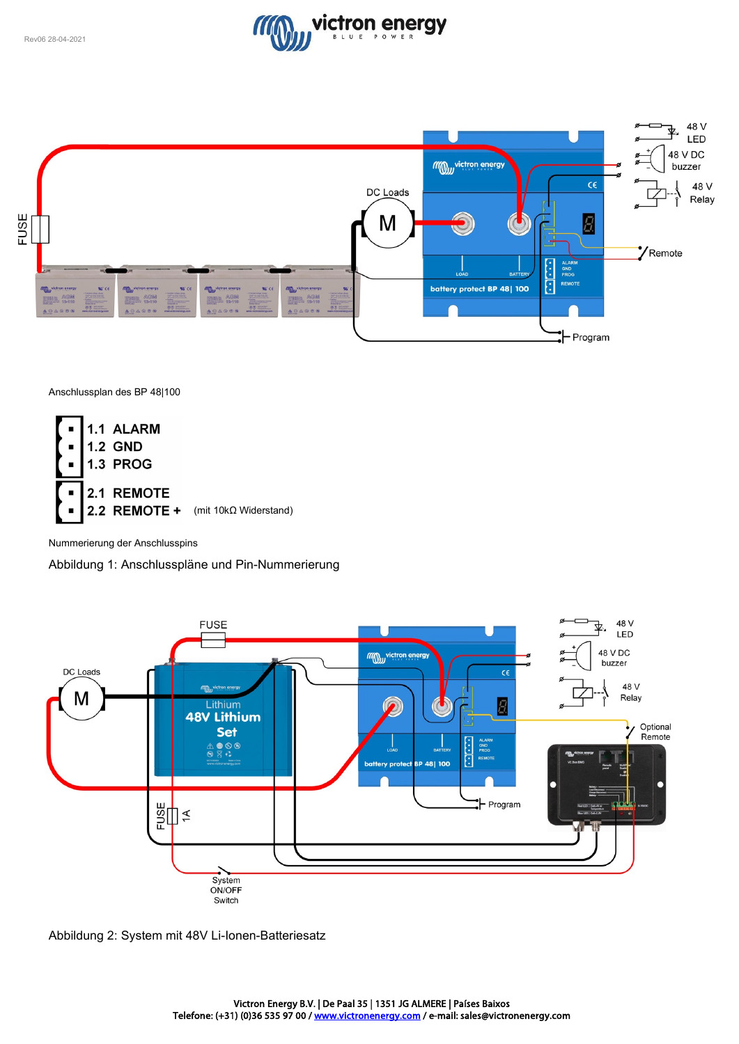Anschlussplan des BP 48|100

- 1.1 ALARM
- 1.2 GND
- 1.3 PROG

- 2.1 REMOTE
- 2.2 REMOTE + (mit 10kΩ Widerstand)

Nummerierung der Anschlusspins

Abbildung 1: Anschlusspläne und Pin-Nummerierung

Abbildung 2: System mit 48V Li-Ionen-Batteriesatz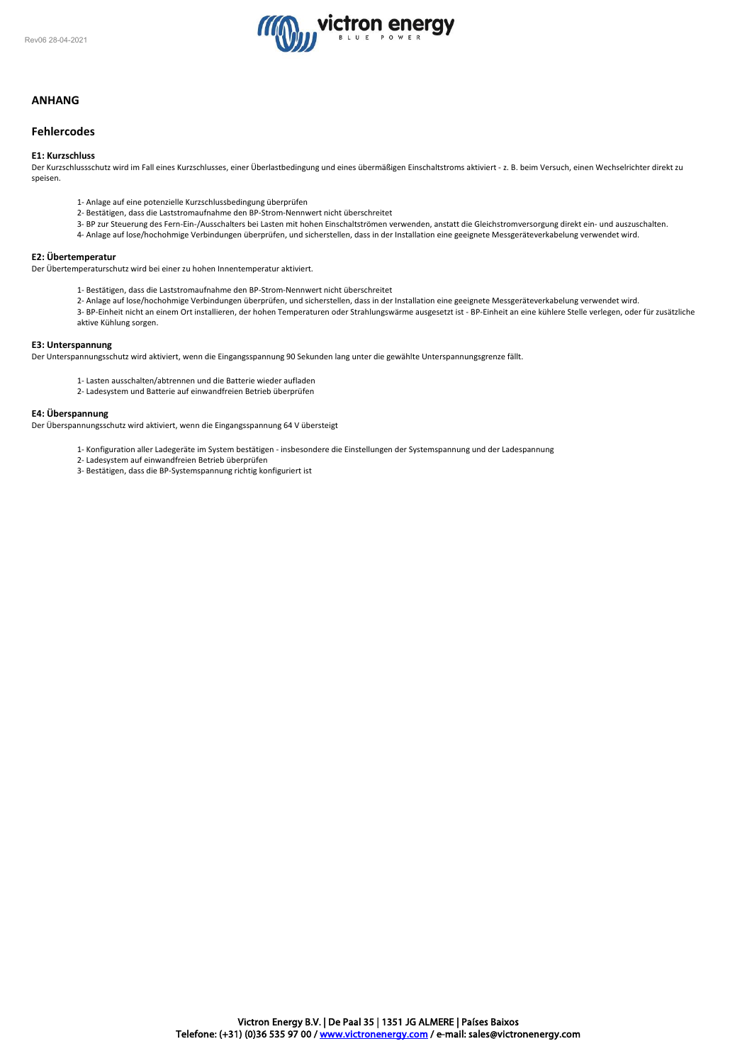## ANHANG

## Fehlercodes

### E1: Kurzschluss

Der Kurzschlussschutz wird im Fall eines Kurzschlusses, einer Überlastbedingung und eines übermäßigen Einschaltstroms aktiviert - z. B. beim Versuch, einen Wechselrichter direkt zu speisen.

1- Anlage auf eine potenzielle Kurzschlussbedingung überprüfen
2- Bestätigen, dass die Laststromaufnahme den BP-Strom-Nennwert nicht überschreitet
3- BP zur Steuerung des Fern-Ein-/Ausschalters bei Lasten mit hohen Einschaltströmen verwenden, anstatt die Gleichstromversorgung direkt ein- und auszuschalten.
4- Anlage auf lose/hochohmige Verbindungen überprüfen, und sicherstellen, dass in der Installation eine geeignete Messgeräteverkabelung verwendet wird.

### E2: Übertemperatur

Der Übertemperaturschutz wird bei einer zu hohen Innentemperatur aktiviert.

1- Bestätigen, dass die Laststromaufnahme den BP-Strom-Nennwert nicht überschreitet
2- Anlage auf lose/hochohmige Verbindungen überprüfen, und sicherstellen, dass in der Installation eine geeignete Messgeräteverkabelung verwendet wird.
3- BP-Einheit nicht an einem Ort installieren, der hohen Temperaturen oder Strahlungswärme ausgesetzt ist - BP-Einheit an eine kühlere Stelle verlegen, oder für zusätzliche aktive Kühlung sorgen.

### E3: Unterspannung

Der Unterspannungsschutz wird aktiviert, wenn die Eingangsspannung 90 Sekunden lang unter die gewählte Unterspannungsgrenze fällt.

1- Lasten ausschalten/abtrennen und die Batterie wieder aufladen
2- Ladesystem und Batterie auf einwandfreien Betrieb überprüfen

### E4: Überspannung

Der Überspannungsschutz wird aktiviert, wenn die Eingangsspannung 64 V übersteigt

1- Konfiguration aller Ladegeräte im System bestätigen - insbesondere die Einstellungen der Systemspannung und der Ladespannung
2- Ladesystem auf einwandfreien Betrieb überprüfen
3- Bestätigen, dass die BP-Systemspannung richtig konfiguriert ist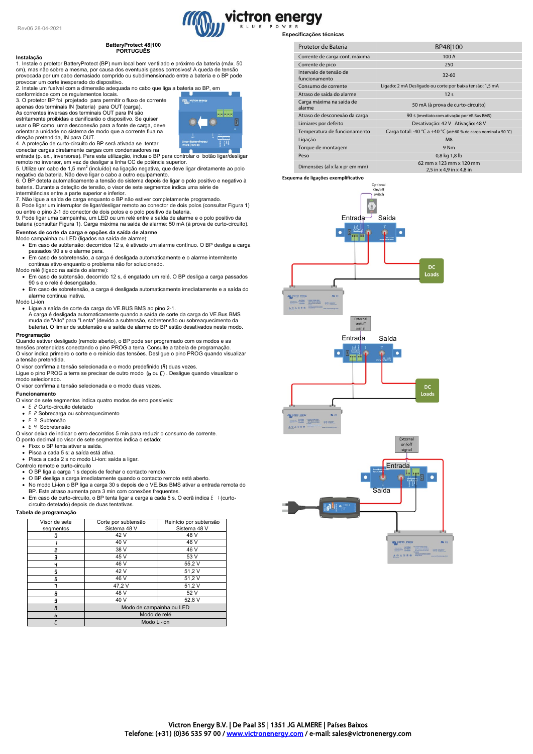Rev06 28-04-2021

**BatteryProtect 48|100**
**PORTUGUÊS**

**Instalação**

1. Instale o protetor BatteryProtect (BP) num local bem ventilado e próximo da bateria (máx. 50 cm), mas não sobre a mesma, por causa dos eventuais gases corrosivos! A queda de tensão provocada por um cabo demasiado comprido ou subdimensionado entre a bateria e o BP pode provocar um corte inesperado do dispositivo.
2. Instale um fusível com a dimensão adequada no cabo que liga a bateria ao BP, em conformidade com os regulamentos locais.
3. O protetor BP foi projetado para permitir o fluxo de corrente apenas dos terminais IN (bateria) para OUT (carga). As correntes inversas dos terminais OUT para IN são estritamente proibidas e danificarão o dispositivo. Se quiser usar o BP como uma desconexão para a fonte de carga, deve orientar a unidade no sistema de modo que a corrente flua na direção pretendida, IN para OUT.
4. A proteção de curto-circuito do BP será ativada se tentar conectar cargas diretamente cargas com condensadores na entrada (p. ex., inversores). Para esta utilização, inclua o BP para controlar o botão ligar/desligar remoto no inversor, em vez de desligar a linha CC de potência superior.
5. Utilize um cabo de 1,5 mm$^2$ (incluído) na ligação negativa, que deve ligar diretamente ao polo negativo da bateria. Não deve ligar o cabo a outro equipamento.
6. O BP deteta automaticamente a tensão do sistema depois de ligar o polo positivo e negativo à bateria. Durante a deteção de tensão, o visor de sete segmentos indica uma série de intermitências entre a parte superior e inferior.
7. Não ligue a saída de carga enquanto o BP não estiver completamente programado.
8. Pode ligar um interruptor de ligar/desligar remoto ao conector de dois polos (consultar Figura 1) ou entre o pino 2-1 do conector de dois polos e o polo positivo da bateria.
9. Pode ligar uma campainha, um LED ou um relé entre a saída de alarme e o polo positivo da bateria (consultar Figura 1). Carga máxima na saída de alarme: 50 mA (à prova de curto-circuito).

**Eventos de corte da carga e opções da saída de alarme**

Modo campainha ou LED (ligados na saída de alarme):
- Em caso de subtensão: decorridos 12 s, é ativado um alarme contínuo. O BP desliga a carga passados 90 s e o alarme para.
- Em caso de sobretensão, a carga é desligada automaticamente e o alarme intermitente continua ativo enquanto o problema não for solucionado.

Modo relé (ligado na saída do alarme):
- Em caso de subtensão, decorrido 12 s, é engatado um relé. O BP desliga a carga passados 90 s e o relé é desengatado.
- Em caso de sobretensão, a carga é desligada automaticamente imediatamente e a saída do alarme continua inativa.

Modo Li-ion
- Ligue a saída de corte da carga do VE.BUS BMS ao pino 2-1.
  A carga é desligada automaticamente quando a saída de corte da carga do VE.Bus BMS muda de "Alto" para "Lenta" (devido a subtensão, sobretensão ou sobreaquecimento da bateria). O limiar de subtensão e a saída de alarme do BP estão desativados neste modo.

**Programação**

Quando estiver desligado (remoto aberto), o BP pode ser programado com os modos e as tensões pretendidas conectando o pino PROG a terra. Consulte a tabela de programação.
O visor indica primeiro o corte e o reinício das tensões. Desligue o pino PROG quando visualizar a tensão pretendida.
O visor confirma a tensão selecionada e o modo predefinido (A) duas vezes.
Ligue o pino PROG a terra se precisar de outro modo (b ou C). Desligue quando visualizar o modo selecionado.
O visor confirma a tensão selecionada e o modo duas vezes.

**Funcionamento**

O visor de sete segmentos indica quatro modos de erro possíveis:
- E 1 Curto-circuito detetado
- E 2 Sobrecarga ou sobreaquecimento
- E 3 Subtensão
- E 4 Sobretensão

O visor deixa de indicar o erro decorridos 5 min para reduzir o consumo de corrente.
O ponto decimal do visor de sete segmentos indica o estado:
- Fixo: o BP tenta ativar a saída.
- Pisca a cada 5 s: a saída está ativa.
- Pisca a cada 2 s no modo Li-ion: saída a ligar.

Controlo remoto e curto-circuito
- O BP liga a carga 1 s depois de fechar o contacto remoto.
- O BP desliga a carga imediatamente quando o contacto remoto está aberto.
- No modo Li-ion o BP liga a carga 30 s depois de o VE.Bus BMS ativar a entrada remota do BP. Este atraso aumenta para 3 min com conexões frequentes.
- Em caso de curto-circuito, o BP tenta ligar a carga a cada 5 s. O ecrã indica E 1 (curto-circuito detetado) depois de duas tentativas.

**Tabela de programação**

| Visor de sete segmentos | Corte por subtensão Sistema 48 V | Reinício por subtensão Sistema 48 V |
|---|---|---|
| 0 | 42 V | 48 V |
| 1 | 40 V | 46 V |
| 2 | 38 V | 46 V |
| 3 | 45 V | 53 V |
| 4 | 46 V | 55,2 V |
| 5 | 42 V | 51,2 V |
| 6 | 46 V | 51,2 V |
| 7 | 47,2 V | 51,2 V |
| 8 | 48 V | 52 V |
| 9 | 40 V | 52,8 V |
| A | Modo de campainha ou LED | |
| b | Modo de relé | |
| C | Modo Li-ion | |

**Especificações técnicas**

| Protetor de Bateria | BP48\|100 |
|---|---|
| Corrente de carga cont. máxima | 100 A |
| Corrente de pico | 250 |
| Intervalo de tensão de funcionamento | 32-60 |
| Consumo de corrente | Ligado: 2 mA Desligado ou corte por baixa tensão: 1,5 mA |
| Atraso de saída do alarme | 12 s |
| Carga máxima na saída de alarme | 50 mA (à prova de curto-circuito) |
| Atraso de desconexão da carga | 90 s (imediato com ativação por VE.Bus BMS) |
| Limiares por defeito | Desativação: 42 V Ativação: 48 V |
| Temperatura de funcionamento | Carga total: -40 °C a +40 °C (até 60 % de carga nominal a 50 °C) |
| Ligação | M8 |
| Torque de montagem | 9 Nm |
| Peso | 0,8 kg 1,8 lb |
| Dimensões (al x la x pr em mm) | 62 mm x 123 mm x 120 mm<br>2,5 in x 4,9 in x 4,8 in |

**Esquema de ligações exemplificativo**

Optional On/off switch
Entrada Saída
DC Loads

External on/off signal
Entrada Saída
DC Loads

External on/off signal
Entrada
Saída

Victron Energy B.V. | De Paal 35 | 1351 JG ALMERE | Países Baixos
Telefone: (+31) (0)36 535 97 00 / www.victronenergy.com / e-mail: sales@victronenergy.com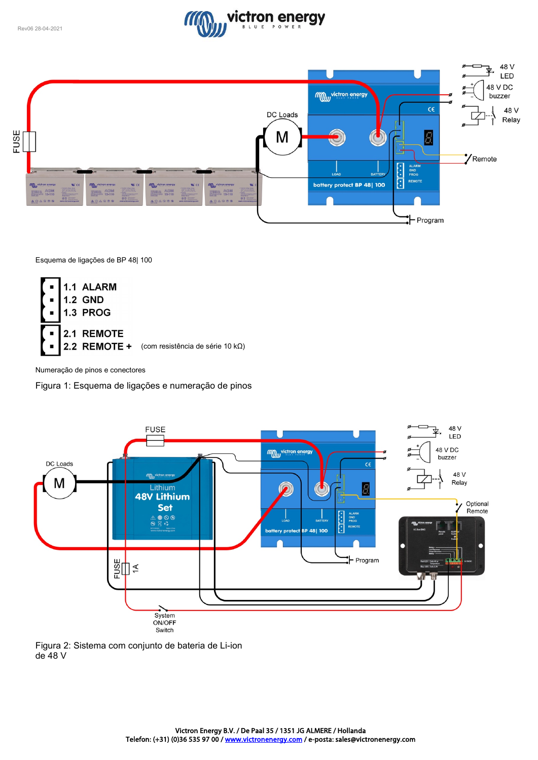Esquema de ligações de BP 48| 100

- 1.1 ALARM
- 1.2 GND
- 1.3 PROG

- 2.1 REMOTE
- 2.2 REMOTE + (com resistência de série 10 kΩ)

Numeração de pinos e conectores

Figura 1: Esquema de ligações e numeração de pinos

Figura 2: Sistema com conjunto de bateria de Li-ion de 48 V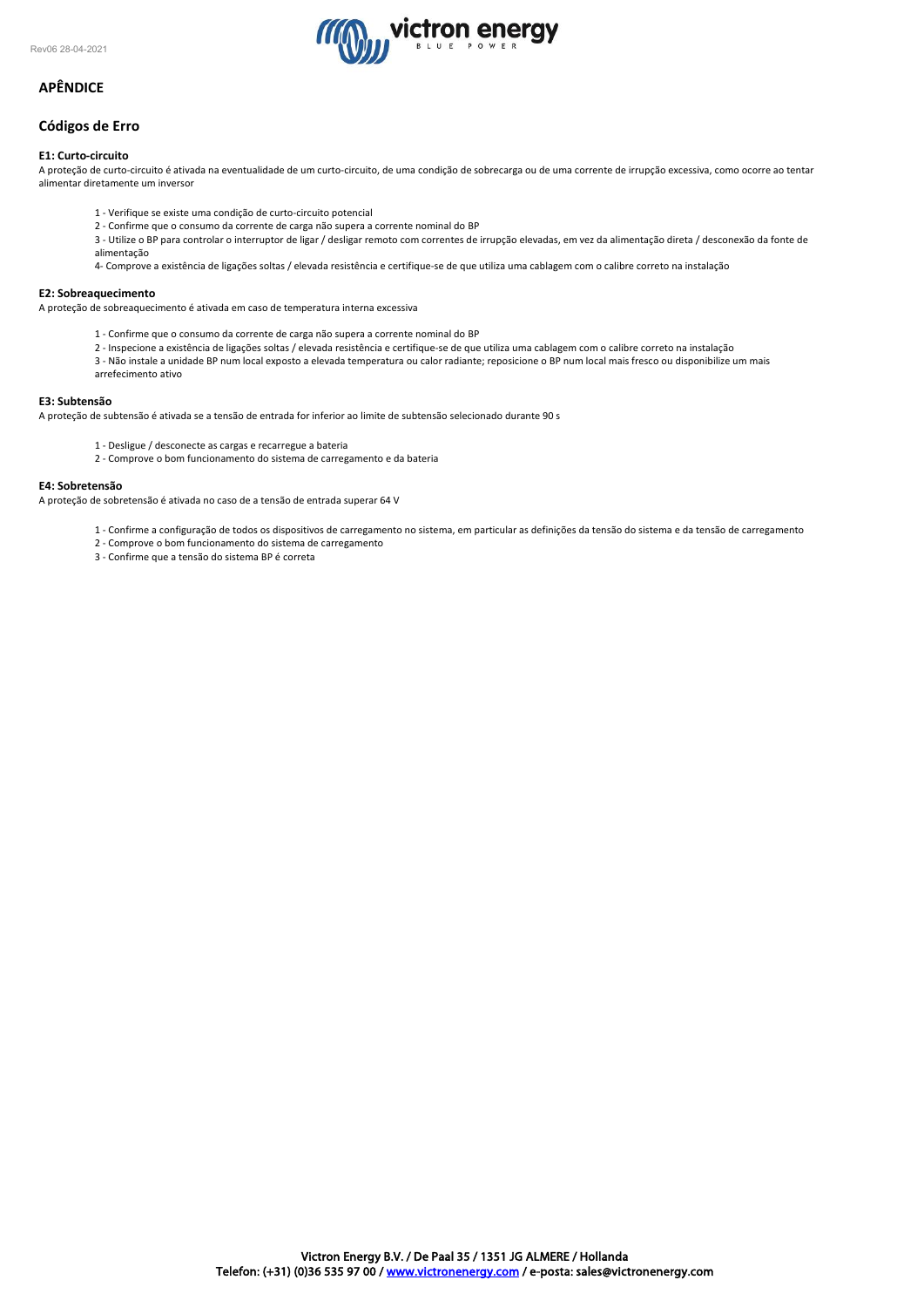## APÊNDICE

### Códigos de Erro

**E1: Curto-circuito**

A proteção de curto-circuito é ativada na eventualidade de um curto-circuito, de uma condição de sobrecarga ou de uma corrente de irrupção excessiva, como ocorre ao tentar alimentar diretamente um inversor

1 - Verifique se existe uma condição de curto-circuito potencial
2 - Confirme que o consumo da corrente de carga não supera a corrente nominal do BP
3 - Utilize o BP para controlar o interruptor de ligar / desligar remoto com correntes de irrupção elevadas, em vez da alimentação direta / desconexão da fonte de alimentação
4- Comprove a existência de ligações soltas / elevada resistência e certifique-se de que utiliza uma cablagem com o calibre correto na instalação

**E2: Sobreaquecimento**

A proteção de sobreaquecimento é ativada em caso de temperatura interna excessiva

1 - Confirme que o consumo da corrente de carga não supera a corrente nominal do BP
2 - Inspecione a existência de ligações soltas / elevada resistência e certifique-se de que utiliza uma cablagem com o calibre correto na instalação
3 - Não instale a unidade BP num local exposto a elevada temperatura ou calor radiante; reposicione o BP num local mais fresco ou disponibilize um mais arrefecimento ativo

**E3: Subtensão**

A proteção de subtensão é ativada se a tensão de entrada for inferior ao limite de subtensão selecionado durante 90 s

1 - Desligue / desconecte as cargas e recarregue a bateria
2 - Comprove o bom funcionamento do sistema de carregamento e da bateria

**E4: Sobretensão**

A proteção de sobretensão é ativada no caso de a tensão de entrada superar 64 V

1 - Confirme a configuração de todos os dispositivos de carregamento no sistema, em particular as definições da tensão do sistema e da tensão de carregamento
2 - Comprove o bom funcionamento do sistema de carregamento
3 - Confirme que a tensão do sistema BP é correta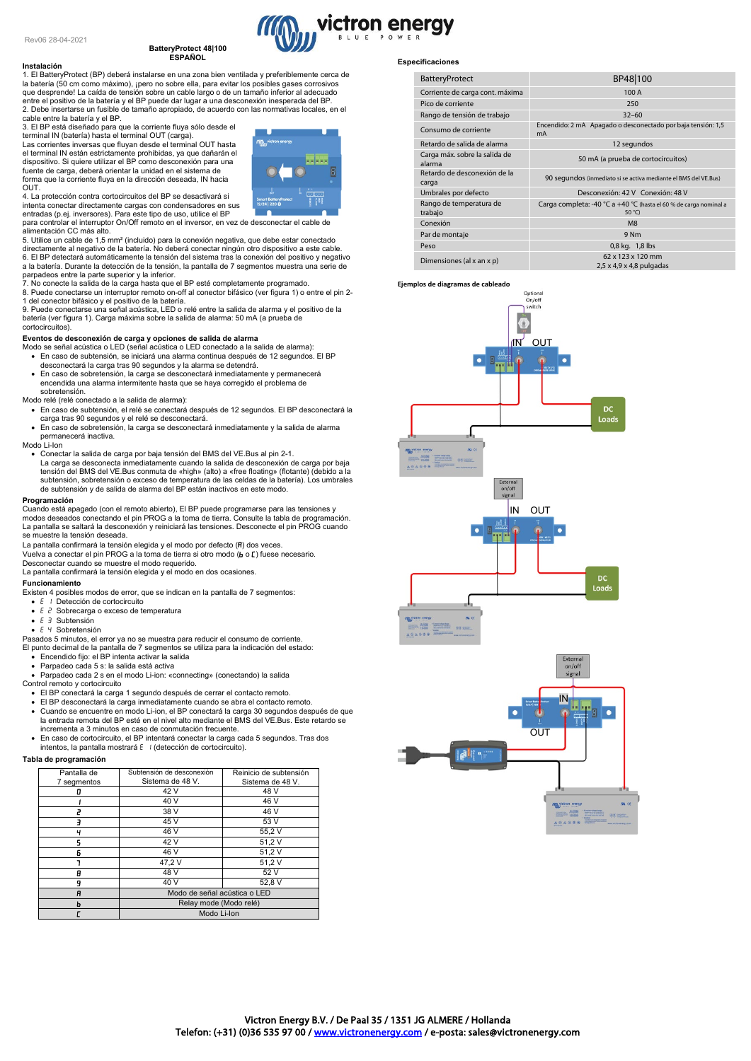Rev06 28-04-2021

**BatteryProtect 48|100**
**ESPAÑOL**

### Instalación

1. El BatteryProtect (BP) deberá instalarse en una zona bien ventilada y preferiblemente cerca de la batería (50 cm como máximo), ¡pero no sobre ella, para evitar los posibles gases corrosivos que desprende! La caída de tensión sobre un cable largo o de un tamaño inferior al adecuado entre el positivo de la batería y el BP puede dar lugar a una desconexión inesperada del BP.
2. Debe insertarse un fusible de tamaño apropiado, de acuerdo con las normativas locales, en el cable entre la batería y el BP.
3. El BP está diseñado para que la corriente fluya sólo desde el terminal IN (batería) hasta el terminal OUT (carga).
Las corrientes inversas que fluyan desde el terminal OUT hasta el terminal IN están estrictamente prohibidas, ya que dañarán el dispositivo. Si quiere utilizar el BP como desconexión para una fuente de carga, deberá orientar la unidad en el sistema de forma que la corriente fluya en la dirección deseada, IN hacia OUT.
4. La protección contra cortocircuitos del BP se desactivará si intenta conectar directamente cargas con condensadores en sus entradas (p.ej. inversores). Para este tipo de uso, utilice el BP para controlar el interruptor On/Off remoto en el inversor, en vez de desconectar el cable de alimentación CC más alto.
5. Utilice un cable de 1,5 mm² (incluido) para la conexión negativa, que debe estar conectado directamente al negativo de la batería. No deberá conectar ningún otro dispositivo a este cable.
6. El BP detectará automáticamente la tensión del sistema tras la conexión del positivo y negativo a la batería. Durante la detección de la tensión, la pantalla de 7 segmentos muestra una serie de parpadeos entre la parte superior y la inferior.
7. No conecte la salida de la carga hasta que el BP esté completamente programado.
8. Puede conectarse un interruptor remoto on-off al conector bifásico (ver figura 1) o entre el pin 2-1 del conector bifásico y el positivo de la batería.
9. Puede conectarse una señal acústica, LED o relé entre la salida de alarma y el positivo de la batería (ver figura 1). Carga máxima sobre la salida de alarma: 50 mA (a prueba de cortocircuitos).

### Eventos de desconexión de carga y opciones de salida de alarma

Modo se señal acústica o LED (señal acústica o LED conectado a la salida de alarma):
- En caso de subtensión, se iniciará una alarma continua después de 12 segundos. El BP desconectará la carga tras 90 segundos y la alarma se detendrá.
- En caso de sobretensión, la carga se desconectará inmediatamente y permanecerá encendida una alarma intermitente hasta que se haya corregido el problema de sobretensión.

Modo relé (relé conectado a la salida de alarma):
- En caso de subtensión, el relé se conectará después de 12 segundos. El BP desconectará la carga tras 90 segundos y el relé se desconectará.
- En caso de sobretensión, la carga se desconectará inmediatamente y la salida de alarma permanecerá inactiva.

Modo Li-Ion
- Conectar la salida de carga por baja tensión del BMS del VE.Bus al pin 2-1.
La carga se desconecta inmediatamente cuando la salida de desconexión de carga por baja tensión del BMS del VE.Bus conmuta de «high» (alto) a «free floating» (flotante) (debido a la subtensión, sobretensión o exceso de temperatura de las celdas de la batería). Los umbrales de subtensión y de salida de alarma del BP están inactivos en este modo.

### Programación

Cuando está apagado (con el remoto abierto), El BP puede programarse para las tensiones y modos deseados conectando el pin PROG a la toma de tierra. Consulte la tabla de programación. La pantalla se saltará la desconexión y reiniciará las tensiones. Desconecte el pin PROG cuando se muestre la tensión deseada.
La pantalla confirmará la tensión elegida y el modo por defecto (A) dos veces.
Vuelva a conectar el pin PROG a la toma de tierra si otro modo (b o C) fuese necesario.
Desconectar cuando se muestre el modo requerido.
La pantalla confirmará la tensión elegida y el modo en dos ocasiones.

### Funcionamiento

Existen 4 posibles modos de error, que se indican en la pantalla de 7 segmentos:
- E 1 Detección de cortocircuito
- E 2 Sobrecarga o exceso de temperatura
- E 3 Subtensión
- E 4 Sobretensión

Pasados 5 minutos, el error ya no se muestra para reducir el consumo de corriente.
El punto decimal de la pantalla de 7 segmentos se utiliza para la indicación del estado:
- Encendido fijo: el BP intenta activar la salida
- Parpadeo cada 5 s: la salida está activa
- Parpadeo cada 2 s en el modo Li-ion: «connecting» (conectando) la salida

Control remoto y cortocircuito
- El BP conectará la carga 1 segundo después de cerrar el contacto remoto.
- El BP desconectará la carga inmediatamente cuando se abra el contacto remoto.
- Cuando se encuentre en modo Li-ion, el BP conectará la carga 30 segundos después de que la entrada remota del BP esté en el nivel alto mediante el BMS del VE.Bus. Este retardo se incrementa a 3 minutos en caso de conmutación frecuente.
- En caso de cortocircuito, el BP intentará conectar la carga cada 5 segundos. Tras dos intentos, la pantalla mostrará E 1 (detección de cortocircuito).

### Tabla de programación

| Pantalla de 7 segmentos | Subtensión de desconexión Sistema de 48 V. | Reinicio de subtensión Sistema de 48 V. |
|---|---|---|
| 0 | 42 V | 48 V |
| 1 | 40 V | 46 V |
| 2 | 38 V | 46 V |
| 3 | 45 V | 53 V |
| 4 | 46 V | 55,2 V |
| 5 | 42 V | 51,2 V |
| 6 | 46 V | 51,2 V |
| 7 | 47,2 V | 51,2 V |
| 8 | 48 V | 52 V |
| 9 | 40 V | 52,8 V |
| A | Modo de señal acústica o LED | |
| b | Relay mode (Modo relé) | |
| C | Modo Li-Ion | |

### Especificaciones

| BatteryProtect | BP48\|100 |
|---|---|
| Corriente de carga cont. máxima | 100 A |
| Pico de corriente | 250 |
| Rango de tensión de trabajo | 32–60 |
| Consumo de corriente | Encendido: 2 mA Apagado o desconectado por baja tensión: 1,5 mA |
| Retardo de salida de alarma | 12 segundos |
| Carga máx. sobre la salida de alarma | 50 mA (a prueba de cortocircuitos) |
| Retardo de desconexión de la carga | 90 segundos (inmediato si se activa mediante el BMS del VE.Bus) |
| Umbrales por defecto | Desconexión: 42 V Conexión: 48 V |
| Rango de temperatura de trabajo | Carga completa: -40 °C a +40 °C (hasta el 60 % de carga nominal a 50 °C) |
| Conexión | M8 |
| Par de montaje | 9 Nm |
| Peso | 0,8 kg. 1,8 lbs |
| Dimensiones (al x an x p) | 62 x 123 x 120 mm 2,5 x 4,9 x 4,8 pulgadas |

### Ejemplos de diagramas de cableado

Victron Energy B.V. / De Paal 35 / 1351 JG ALMERE / Hollanda
Telefon: (+31) (0)36 535 97 00 / www.victronenergy.com / e-posta: sales@victronenergy.com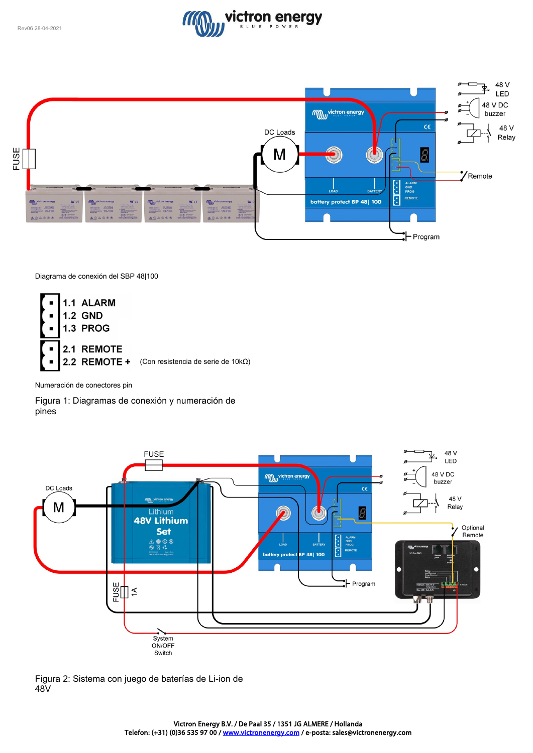Diagrama de conexión del SBP 48|100

- 1.1 ALARM
- 1.2 GND
- 1.3 PROG

- 2.1 REMOTE
- 2.2 REMOTE + (Con resistencia de serie de 10kΩ)

Numeración de conectores pin

Figura 1: Diagramas de conexión y numeración de pines

Figura 2: Sistema con juego de baterías de Li-ion de 48V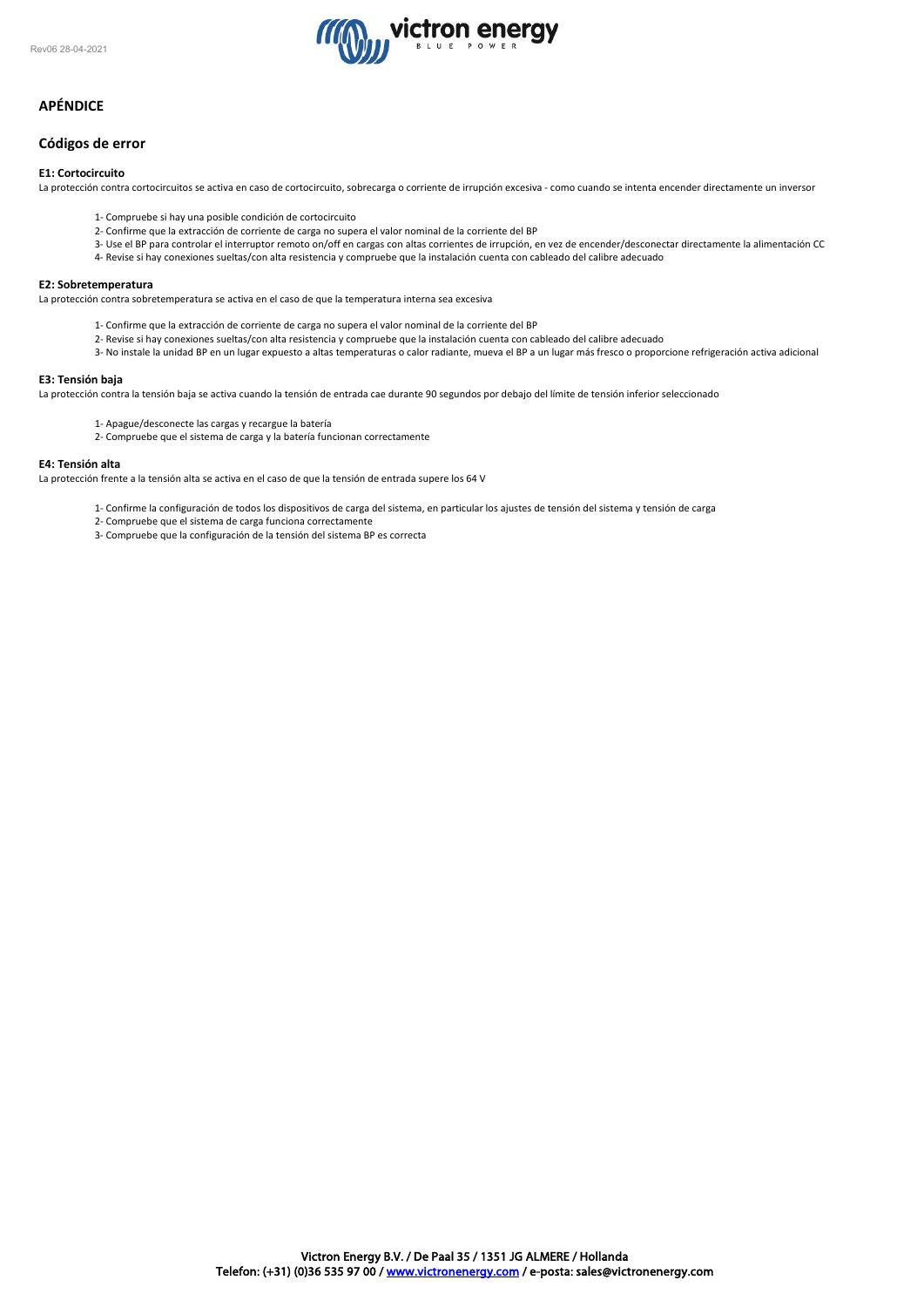## APÉNDICE

### Códigos de error

**E1: Cortocircuito**

La protección contra cortocircuitos se activa en caso de cortocircuito, sobrecarga o corriente de irrupción excesiva - como cuando se intenta encender directamente un inversor

1- Compruebe si hay una posible condición de cortocircuito
2- Confirme que la extracción de corriente de carga no supera el valor nominal de la corriente del BP
3- Use el BP para controlar el interruptor remoto on/off en cargas con altas corrientes de irrupción, en vez de encender/desconectar directamente la alimentación CC
4- Revise si hay conexiones sueltas/con alta resistencia y compruebe que la instalación cuenta con cableado del calibre adecuado

**E2: Sobretemperatura**

La protección contra sobretemperatura se activa en el caso de que la temperatura interna sea excesiva

1- Confirme que la extracción de corriente de carga no supera el valor nominal de la corriente del BP
2- Revise si hay conexiones sueltas/con alta resistencia y compruebe que la instalación cuenta con cableado del calibre adecuado
3- No instale la unidad BP en un lugar expuesto a altas temperaturas o calor radiante, mueva el BP a un lugar más fresco o proporcione refrigeración activa adicional

**E3: Tensión baja**

La protección contra la tensión baja se activa cuando la tensión de entrada cae durante 90 segundos por debajo del límite de tensión inferior seleccionado

1- Apague/desconecte las cargas y recargue la batería
2- Compruebe que el sistema de carga y la batería funcionan correctamente

**E4: Tensión alta**

La protección frente a la tensión alta se activa en el caso de que la tensión de entrada supere los 64 V

1- Confirme la configuración de todos los dispositivos de carga del sistema, en particular los ajustes de tensión del sistema y tensión de carga
2- Compruebe que el sistema de carga funciona correctamente
3- Compruebe que la configuración de la tensión del sistema BP es correcta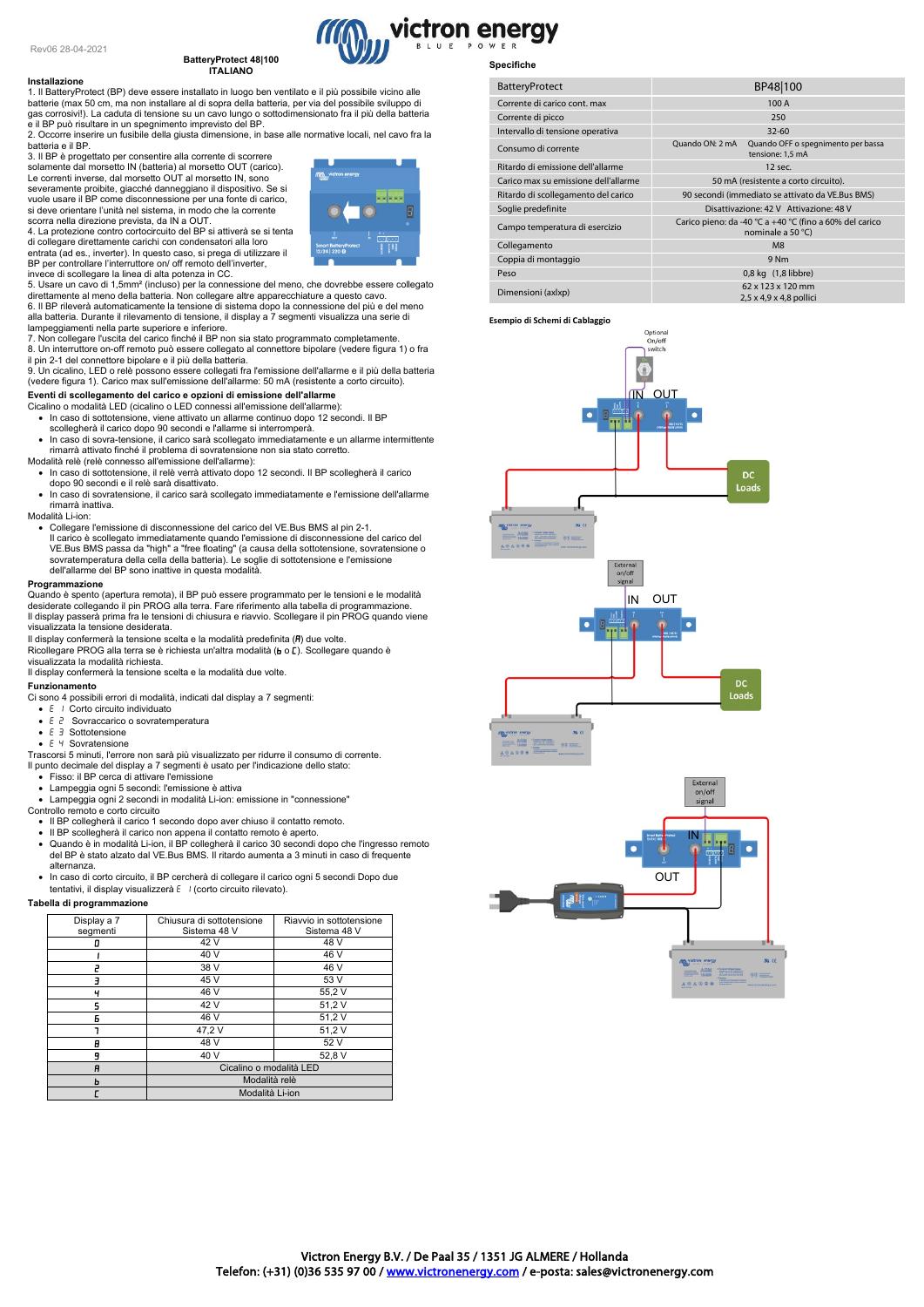Rev06 28-04-2021

# BatteryProtect 48|100
## ITALIANO

### Installazione

1. Il BatteryProtect (BP) deve essere installato in luogo ben ventilato e il più possibile vicino alle batterie (max 50 cm, ma non installare al di sopra della batteria, per via del possibile sviluppo di gas corrosivi!). La caduta di tensione su un cavo lungo o sottodimensionato fra il più della batteria e il BP può risultare in uno spegnimento imprevisto del BP.
2. Occorre inserire un fusibile della giusta dimensione, in base alle normative locali, nel cavo fra la batteria e il BP.
3. Il BP è progettato per consentire alla corrente di scorrere solamente dal morsetto IN (batteria) al morsetto OUT (carico). Le correnti inverse, dal morsetto OUT al morsetto IN, sono severamente proibite, giacché danneggiano il dispositivo. Se si vuole usare il BP come disconnessione per una fonte di carico, si deve orientare l'unità nel sistema, in modo che la corrente scorra nella direzione prevista, da IN a OUT.
4. La protezione contro cortocircuito del BP si attiverà se si tenta di collegare direttamente carichi con condensatori alla loro entrata (ad es., inverter). In questo caso, si prega di utilizzare il BP per controllare l'interruttore on/ off remoto dell'inverter, invece di scollegare la linea di alta potenza in CC.
5. Usare un cavo di 1,5mm² (incluso) per la connessione del meno, che dovrebbe essere collegato direttamente al meno della batteria. Non collegare altre apparecchiature a questo cavo.
6. Il BP rileverà automaticamente la tensione di sistema dopo la connessione del più e del meno alla batteria. Durante il rilevamento di tensione, il display a 7 segmenti visualizza una serie di lampeggiamenti nella parte superiore e inferiore.
7. Non collegare l'uscita del carico finché il BP non sia stato programmato completamente.
8. Un interruttore on-off remoto può essere collegato al connettore bipolare (vedere figura 1) o fra il pin 2-1 del connettore bipolare e il più della batteria.
9. Un cicalino, LED o relè possono essere collegati fra l'emissione dell'allarme e il più della batteria (vedere figura 1). Carico max sull'emissione dell'allarme: 50 mA (resistente a corto circuito).

### Eventi di scollegamento del carico e opzioni di emissione dell'allarme

Cicalino o modalità LED (cicalino o LED connessi all'emissione dell'allarme):

- In caso di sottotensione, viene attivato un allarme continuo dopo 12 secondi. Il BP scollegherà il carico dopo 90 secondi e l'allarme si interromperà.
- In caso di sovra-tensione, il carico sarà scollegato immediatamente e un allarme intermittente rimarrà attivato finché il problema di sovratensione non sia stato corretto.

Modalità relè (relè connesso all'emissione dell'allarme):

- In caso di sottotensione, il relè verrà attivato dopo 12 secondi. Il BP scollegherà il carico dopo 90 secondi e il relè sarà disattivato.
- In caso di sovratensione, il carico sarà scollegato immediatamente e l'emissione dell'allarme rimarrà inattiva.

Modalità Li-ion:

- Collegare l'emissione di disconnessione del carico del VE.Bus BMS al pin 2-1. Il carico è scollegato immediatamente quando l'emissione di disconnessione del carico del VE.Bus BMS passa da "high" a "free floating" (a causa della sottotensione, sovratensione o sovratemperatura della cella della batteria). Le soglie di sottotensione e l'emissione dell'allarme del BP sono inattive in questa modalità.

### Programmazione

Quando è spento (apertura remota), il BP può essere programmato per le tensioni e le modalità desiderate collegando il pin PROG alla terra. Fare riferimento alla tabella di programmazione.
Il display passerà prima fra le tensioni di chiusura e riavvio. Scollegare il pin PROG quando viene visualizzata la tensione desiderata.
Il display confermerà la tensione scelta e la modalità predefinita (A) due volte.
Ricollegare PROG alla terra se è richiesta un'altra modalità (b o C). Scollegare quando è visualizzata la modalità richiesta.
Il display confermerà la tensione scelta e la modalità due volte.

### Funzionamento

Ci sono 4 possibili errori di modalità, indicati dal display a 7 segmenti:

- E 1 Corto circuito individuato
- E 2 Sovraccarico o sovratemperatura
- E 3 Sottotensione
- E 4 Sovratensione

Trascorsi 5 minuti, l'errore non sarà più visualizzato per ridurre il consumo di corrente.
Il punto decimale del display a 7 segmenti è usato per l'indicazione dello stato:

- Fisso: il BP cerca di attivare l'emissione
- Lampeggia ogni 5 secondi: l'emissione è attiva
- Lampeggia ogni 2 secondi in modalità Li-ion: emissione in "connessione"

Controllo remoto e corto circuito

- Il BP collegherà il carico 1 secondo dopo aver chiuso il contatto remoto.
- Il BP scollegherà il carico non appena il contatto remoto è aperto.
- Quando è in modalità Li-ion, il BP collegherà il carico 30 secondi dopo che l'ingresso remoto del BP è stato alzato dal VE.Bus BMS. Il ritardo aumenta a 3 minuti in caso di frequente alternanza.
- In caso di corto circuito, il BP cercherà di collegare il carico ogni 5 secondi Dopo due tentativi, il display visualizzerà E 1 (corto circuito rilevato).

### Tabella di programmazione

| Display a 7 segmenti | Chiusura di sottotensione Sistema 48 V | Riavvio in sottotensione Sistema 48 V |
|---|---|---|
| 0 | 42 V | 48 V |
| 1 | 40 V | 46 V |
| 2 | 38 V | 46 V |
| 3 | 45 V | 53 V |
| 4 | 46 V | 55,2 V |
| 5 | 42 V | 51,2 V |
| 6 | 46 V | 51,2 V |
| 7 | 47,2 V | 51,2 V |
| 8 | 48 V | 52 V |
| 9 | 40 V | 52,8 V |
| A | Cicalino o modalità LED | |
| b | Modalità relè | |
| C | Modalità Li-ion | |

### Specifiche

| BatteryProtect | BP48\|100 | |
|---|---|---|
| Corrente di carico cont. max | 100 A | |
| Corrente di picco | 250 | |
| Intervallo di tensione operativa | 32-60 | |
| Consumo di corrente | Quando ON: 2 mA | Quando OFF o spegnimento per bassa tensione: 1,5 mA |
| Ritardo di emissione dell'allarme | 12 sec. | |
| Carico max su emissione dell'allarme | 50 mA (resistente a corto circuito). | |
| Ritardo di scollegamento del carico | 90 secondi (immediato se attivato da VE.Bus BMS) | |
| Soglie predefinite | Disattivazione: 42 V Attivazione: 48 V | |
| Campo temperatura di esercizio | Carico pieno: da -40 °C a +40 °C (fino a 60% del carico nominale a 50 °C) | |
| Collegamento | M8 | |
| Coppia di montaggio | 9 Nm | |
| Peso | 0,8 kg (1,8 libbre) | |
| Dimensioni (axlxp) | 62 x 123 x 120 mm 2,5 x 4,9 x 4,8 pollici | |

### Esempio di Schemi di Cablaggio

Optional On/off switch — IN — OUT — DC Loads

External on/off signal — IN — OUT — DC Loads

External on/off signal — IN — OUT

Victron Energy B.V. / De Paal 35 / 1351 JG ALMERE / Hollanda
Telefon: (+31) (0)36 535 97 00 / www.victronenergy.com / e-posta: sales@victronenergy.com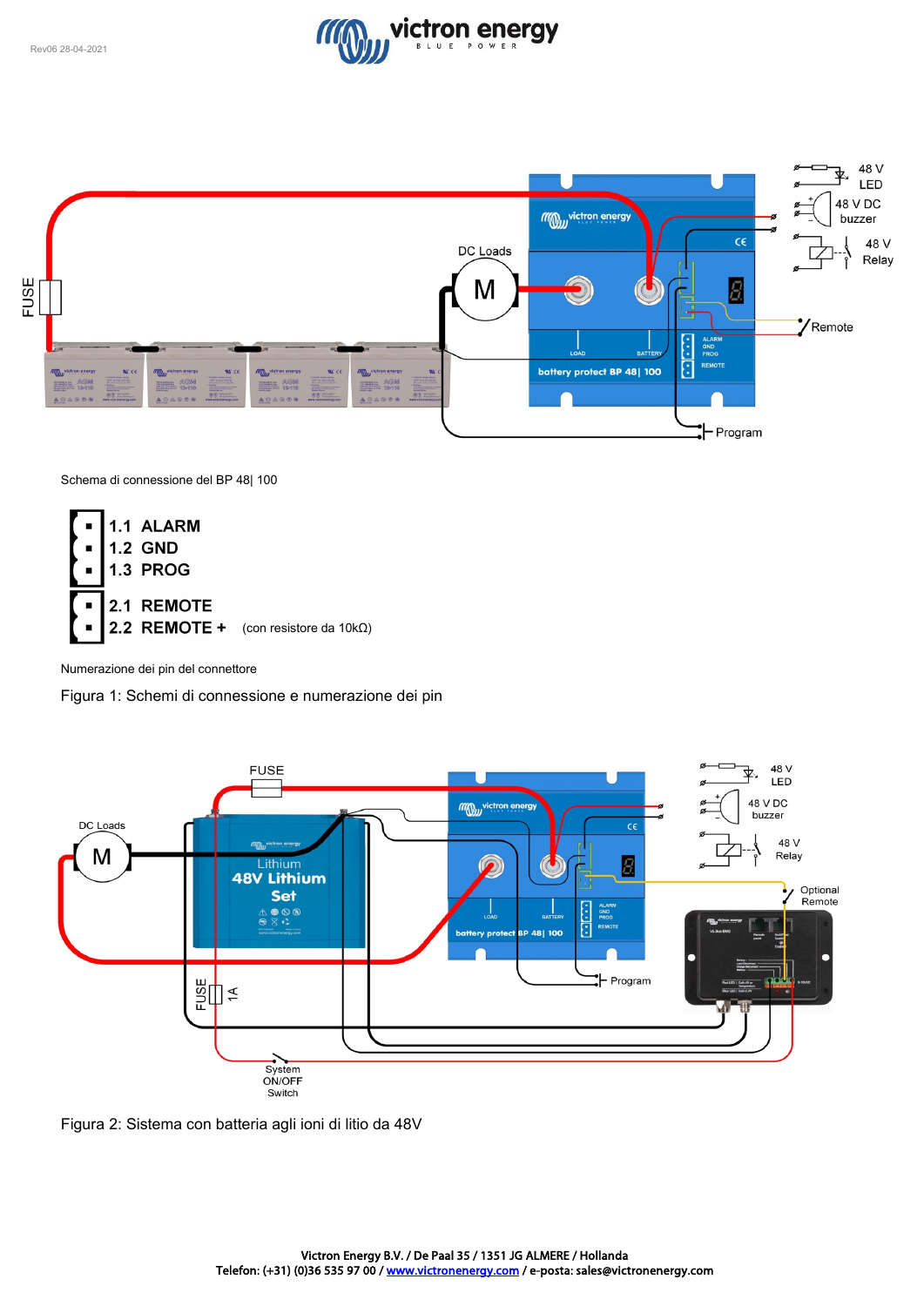Schema di connessione del BP 48| 100

- 1.1 ALARM
- 1.2 GND
- 1.3 PROG

- 2.1 REMOTE
- 2.2 REMOTE + (con resistore da 10kΩ)

Numerazione dei pin del connettore

Figura 1: Schemi di connessione e numerazione dei pin

Figura 2: Sistema con batteria agli ioni di litio da 48V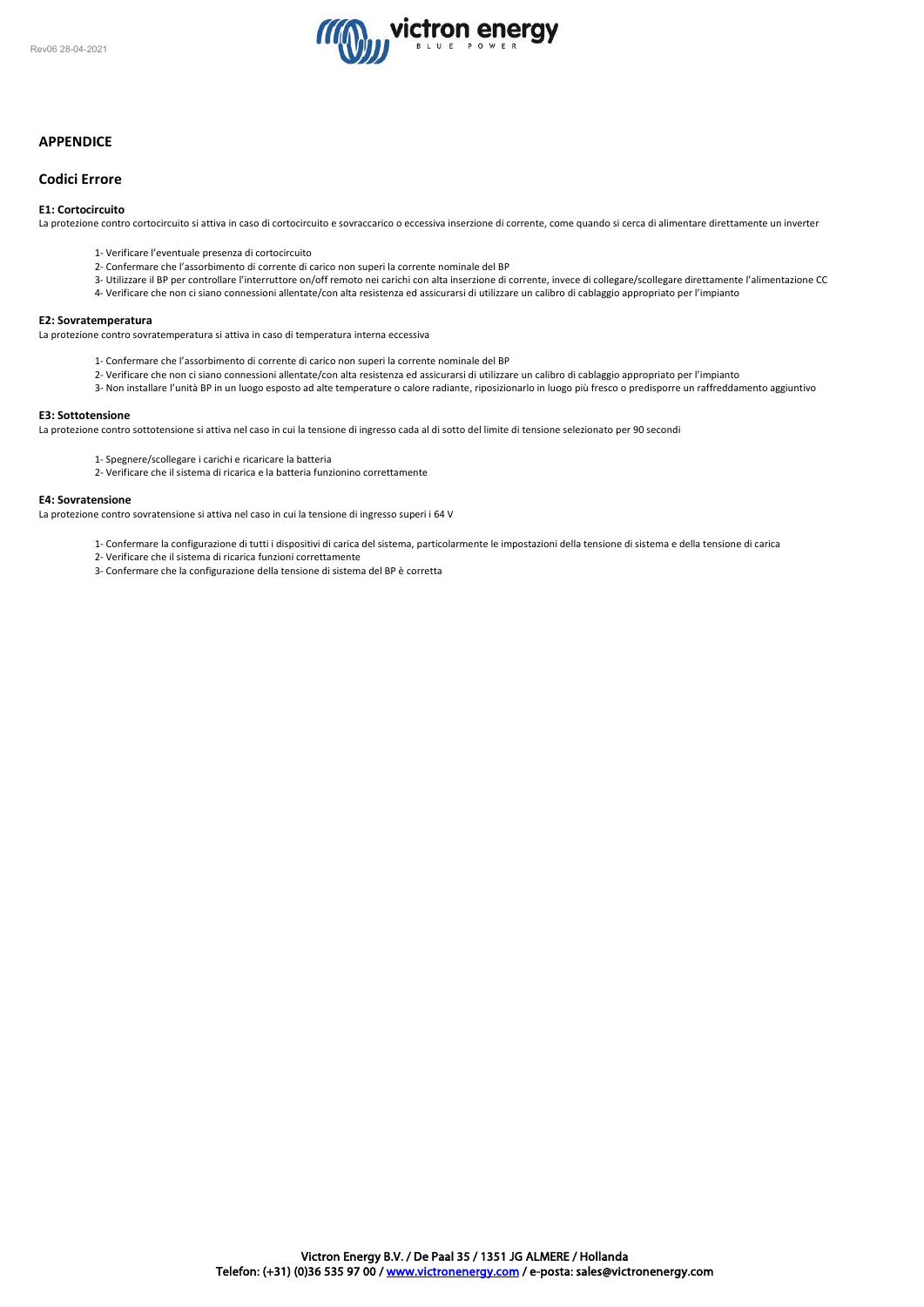## APPENDICE

## Codici Errore

### E1: Cortocircuito

La protezione contro cortocircuito si attiva in caso di cortocircuito e sovraccarico o eccessiva inserzione di corrente, come quando si cerca di alimentare direttamente un inverter

1- Verificare l'eventuale presenza di cortocircuito
2- Confermare che l'assorbimento di corrente di carico non superi la corrente nominale del BP
3- Utilizzare il BP per controllare l'interruttore on/off remoto nei carichi con alta inserzione di corrente, invece di collegare/scollegare direttamente l'alimentazione CC
4- Verificare che non ci siano connessioni allentate/con alta resistenza ed assicurarsi di utilizzare un calibro di cablaggio appropriato per l'impianto

### E2: Sovratemperatura

La protezione contro sovratemperatura si attiva in caso di temperatura interna eccessiva

1- Confermare che l'assorbimento di corrente di carico non superi la corrente nominale del BP
2- Verificare che non ci siano connessioni allentate/con alta resistenza ed assicurarsi di utilizzare un calibro di cablaggio appropriato per l'impianto
3- Non installare l'unità BP in un luogo esposto ad alte temperature o calore radiante, riposizionarlo in luogo più fresco o predisporre un raffreddamento aggiuntivo

### E3: Sottotensione

La protezione contro sottotensione si attiva nel caso in cui la tensione di ingresso cada al di sotto del limite di tensione selezionato per 90 secondi

1- Spegnere/scollegare i carichi e ricaricare la batteria
2- Verificare che il sistema di ricarica e la batteria funzionino correttamente

### E4: Sovratensione

La protezione contro sovratensione si attiva nel caso in cui la tensione di ingresso superi i 64 V

1- Confermare la configurazione di tutti i dispositivi di carica del sistema, particolarmente le impostazioni della tensione di sistema e della tensione di carica
2- Verificare che il sistema di ricarica funzioni correttamente
3- Confermare che la configurazione della tensione di sistema del BP è corretta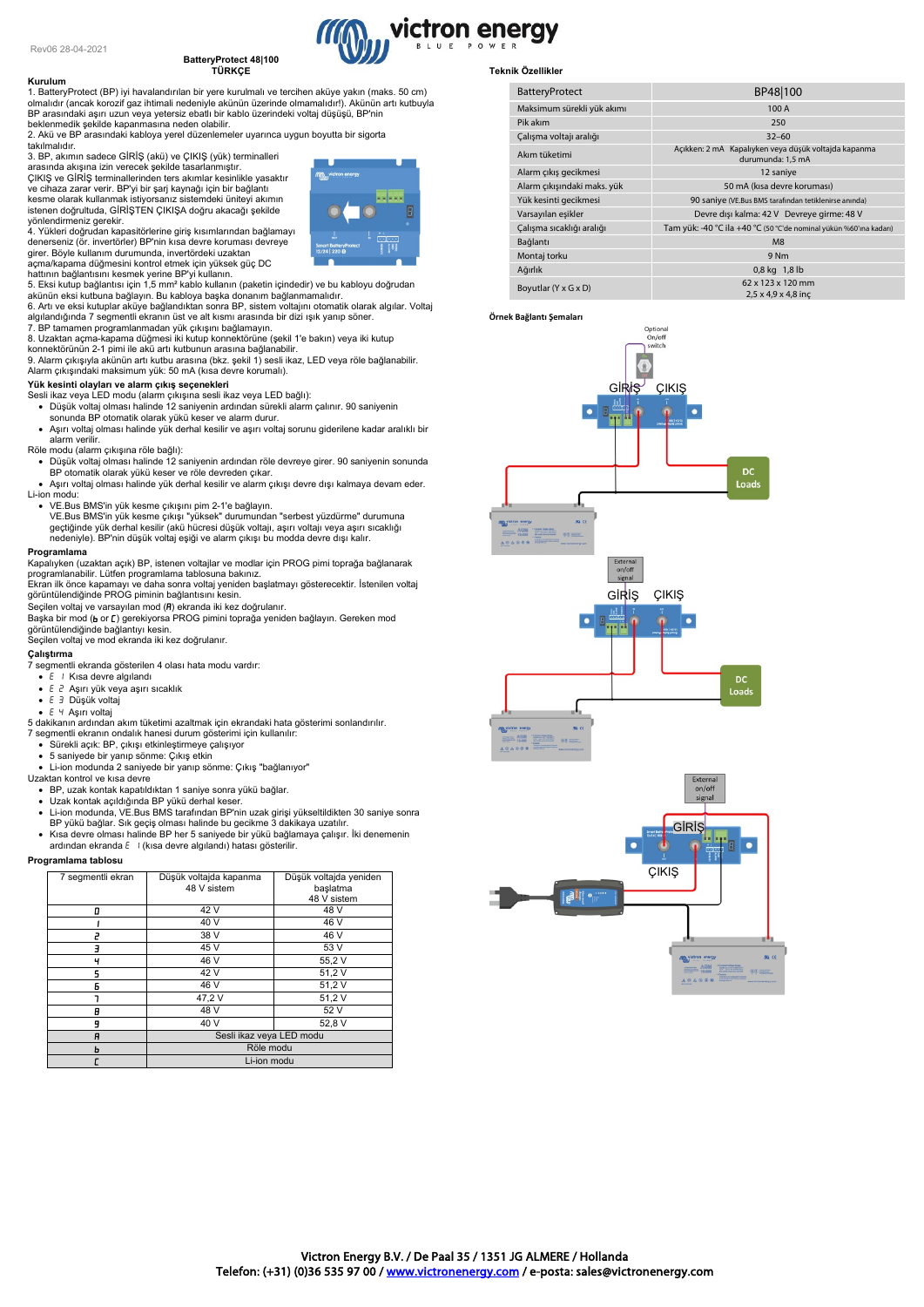Rev06 28-04-2021

# BatteryProtect 48|100
## TÜRKÇE

### Kurulum

1. BatteryProtect (BP) iyi havalandırılan bir yere kurulmalı ve tercihen aküye yakın (maks. 50 cm) olmalıdır (ancak korozif gaz ihtimali nedeniyle akünün üzerinde olmamalıdır!). Akünün artı kutbuyla BP arasındaki aşırı uzun veya yetersiz ebatlı bir kablo voltaj düşüşü, BP'nin beklenmedik şekilde kapanmasına neden olabilir.
2. Akü ve BP arasındaki kabloya yerel düzenlemeler uyarınca uygun boyutta bir sigorta takılmalıdır.
3. BP, akımın sadece GİRİŞ (akü) ve ÇIKIŞ (yük) terminalleri arasında akışına izin verecek şekilde tasarlanmıştır.
ÇIKIŞ ve GİRİŞ terminallerinden ters akımlar kesinlikle yasaktır ve cihaza zarar verir. BP'yi bir şarj kaynağı için bir bağlantı kesme olarak kullanmak istiyorsanız sistemdeki üniteyi akımın istenen doğrultuda, GİRİŞTEN ÇIKIŞA doğru akacağı şekilde yönlendirmeniz gerekir.
4. Yükleri doğrudan kapasitörlerine giriş kısımlarından bağlamayı denerseniz (ör. invertörler) BP'nin kısa devre koruması devreye girer. Böyle kullanım durumunda, invertördeki uzaktan açma/kapama düğmesini kontrol etmek için yüksek güç DC hattının bağlantısını kesmek yerine BP'yi kullanın.
5. Eksi kutup bağlantısı için 1,5 mm² kablo kullanın (paketin içindedir) ve bu kabloyu doğrudan akünün eksi kutbuna bağlayın. Bu kabloya başka donanım bağlanmamalıdır.
6. Artı ve eksi kutuplar aküye bağlandıktan sonra BP, sistem voltajını otomatik olarak algılar. Voltaj algılandığında 7 segmentli ekranın üst ve alt kısmı arasında bir dizi ışık yanıp söner.
7. BP tamamen programlanmadan yük çıkışını bağlamayın.
8. Uzaktan açma-kapama düğmesi iki kutup konnektörüne (şekil 1'e bakın) veya iki kutup konnektörünün 2-1 pimi ile akü artı kutbunun arasına bağlanabilir.
9. Alarm çıkışıyla akünün artı kutbu arasına (bkz. şekil 1) sesli ikaz, LED veya röle bağlanabilir. Alarm çıkışındaki maksimum yük: 50 mA (kısa devre korumalı).

### Yük kesinti olayları ve alarm çıkış seçenekleri

Sesli ikaz veya LED modu (alarm çıkışına sesli ikaz veya LED bağlı):
- Düşük voltaj olması halinde 12 saniyenin ardından sürekli alarm çalınır. 90 saniyenin sonunda BP otomatik olarak yükü keser ve alarm durur.
- Aşırı voltaj olması halinde yük derhal kesilir ve aşırı voltaj sorunu giderilene kadar aralıklı bir alarm verilir.

Röle modu (alarm çıkışına röle bağlı):
- Düşük voltaj olması halinde 12 saniyenin ardından röle devreye girer. 90 saniyenin sonunda BP otomatik olarak yükü keser ve röle devreden çıkar.
- Aşırı voltaj olması halinde yük derhal kesilir ve alarm çıkışı devre dışı kalmaya devam eder.

Li-ion modu:
- VE.Bus BMS'in yük kesme çıkışını pim 2-1'e bağlayın.
VE.Bus BMS'in yük kesme çıkışı "yüksek" durumundan "serbest yüzdürme" durumuna geçtiğinde yük derhal kesilir (akü hücresi düşük voltajı, aşırı voltajı veya aşırı sıcaklığı nedeniyle). BP'nin düşük voltaj eşiği ve alarm çıkışı bu modda devre dışı kalır.

### Programlama

Kapalıyken (uzaktan açık) BP, istenen voltajlar ve modlar için PROG pimi toprağa bağlanarak programlanabilir. Lütfen programlama tablosuna bakınız.
Ekran ilk önce kapamayı ve daha sonra voltajı yeniden başlatmayı gösterecektir. İstenilen voltaj görüntülendiğinde PROG piminin bağlantısını kesin.
Seçilen voltaj ve varsayılan mod (A) ekranda iki kez doğrulanır.
Başka bir mod (b or C) gerekiyorsa PROG pimini toprağa yeniden bağlayın. Gereken mod görüntülendiğinde bağlantıyı kesin.
Seçilen voltaj ve mod ekranda iki kez doğrulanır.

### Çalıştırma

7 segmentli ekranda gösterilen 4 olası hata modu vardır:
- E 1 Kısa devre algılandı
- E 2 Aşırı yük veya aşırı sıcaklık
- E 3 Düşük voltaj
- E 4 Aşırı voltaj

5 dakikanın ardından akım tüketimi azaltmak için ekrandaki hata gösterimi sonlandırılır.
7 segmentli ekranın ondalık hanesi durum gösterimi için kullanılır:
- Sürekli açık: BP, çıkışı etkinleştirmeye çalışıyor
- 5 saniyede bir yanıp sönme: Çıkış etkin
- Li-ion modunda 2 saniyede bir yanıp sönme: Çıkış "bağlanıyor"

Uzaktan kontrol ve kısa devre
- BP, uzak kontak kapatıldıktan 1 saniye sonra yükü bağlar.
- Uzak kontak açıldığında BP yükü derhal keser.
- Li-ion modunda, VE.Bus BMS tarafından BP'nin uzak girişi yükseltildikten 30 saniye sonra BP yükü bağlar. Sık geçiş olması halinde bu gecikme 3 dakikaya uzatılır.
- Kısa devre olması halinde BP her 5 saniyede bir yükü bağlamaya çalışır. İki denemenin ardından ekranda E 1 (kısa devre algılandı) hatası gösterilir.

### Programlama tablosu

| 7 segmentli ekran | Düşük voltajda kapanma 48 V sistem | Düşük voltajda yeniden başlatma 48 V sistem |
|---|---|---|
| 0 | 42 V | 48 V |
| 1 | 40 V | 46 V |
| 2 | 38 V | 46 V |
| 3 | 45 V | 53 V |
| 4 | 46 V | 55,2 V |
| 5 | 42 V | 51,2 V |
| 6 | 46 V | 51,2 V |
| 7 | 47,2 V | 51,2 V |
| 8 | 48 V | 52 V |
| 9 | 40 V | 52,8 V |
| A | Sesli ikaz veya LED modu | |
| b | Röle modu | |
| C | Li-ion modu | |

### Teknik Özellikler

| BatteryProtect | BP48\|100 |
|---|---|
| Maksimum sürekli yük akımı | 100 A |
| Pik akım | 250 |
| Çalışma voltajı aralığı | 32–60 |
| Akım tüketimi | Açıkken: 2 mA Kapalıyken veya düşük voltajda kapanma durumunda: 1,5 mA |
| Alarm çıkış gecikmesi | 12 saniye |
| Alarm çıkışındaki maks. yük | 50 mA (kısa devre koruması) |
| Yük kesinti gecikmesi | 90 saniye (VE.Bus BMS tarafından tetiklenirse anında) |
| Varsayılan eşikler | Devre dışı kalma: 42 V Devreye girme: 48 V |
| Çalışma sıcaklığı aralığı | Tam yük: -40 °C ila +40 °C (50 °C'de nominal yükün %60'ına kadar) |
| Bağlantı | M8 |
| Montaj torku | 9 Nm |
| Ağırlık | 0,8 kg 1,8 lb |
| Boyutlar (Y x G x D) | 62 x 123 x 120 mm 2,5 x 4,9 x 4,8 inç |

### Örnek Bağlantı Şemaları

Victron Energy B.V. / De Paal 35 / 1351 JG ALMERE / Hollanda
Telefon: (+31) (0)36 535 97 00 / www.victronenergy.com / e-posta: sales@victronenergy.com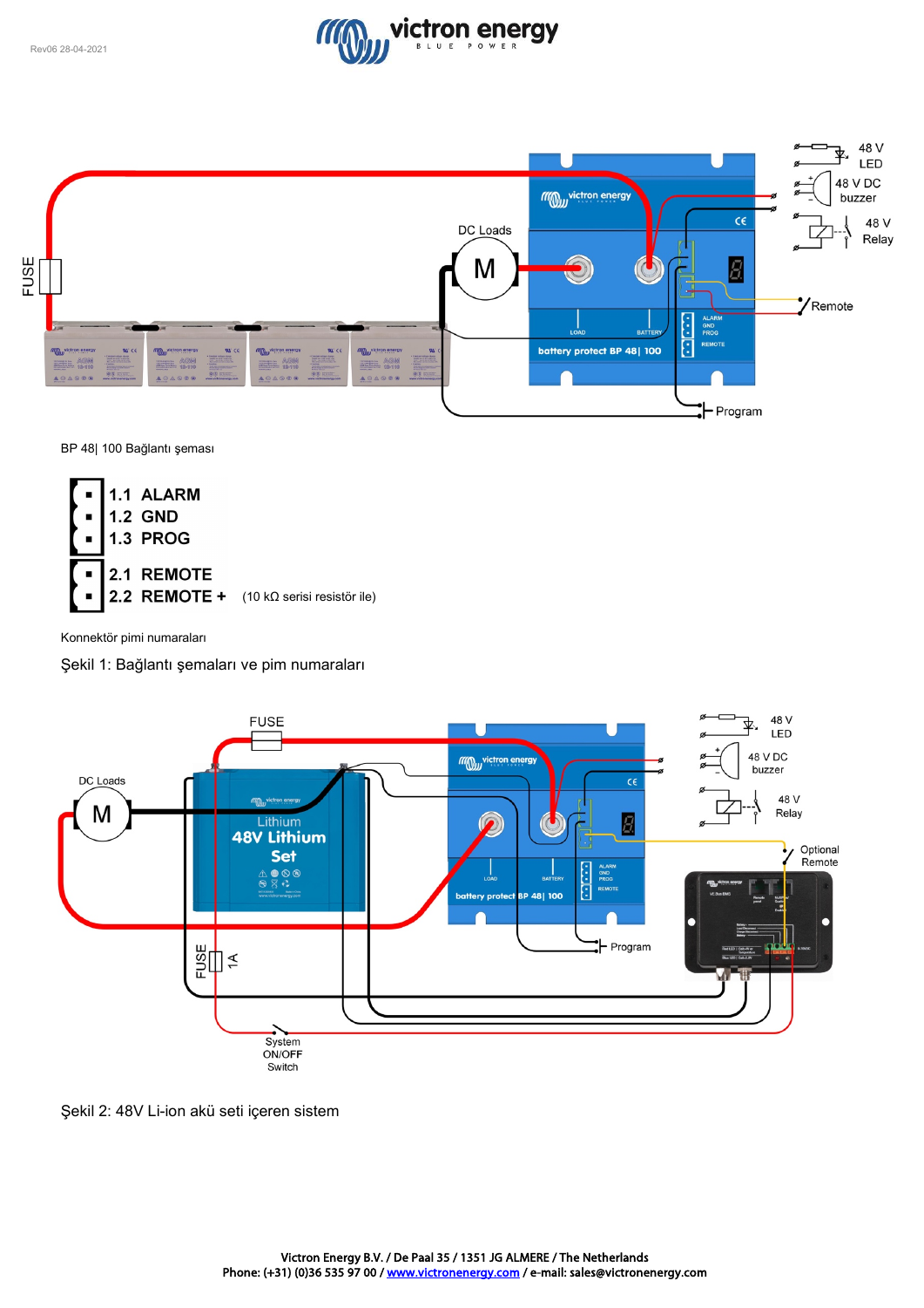BP 48| 100 Bağlantı şeması

- 1.1 ALARM
- 1.2 GND
- 1.3 PROG

- 2.1 REMOTE
- 2.2 REMOTE + (10 kΩ serisi resistör ile)

Konnektör pimi numaraları

Şekil 1: Bağlantı şemaları ve pim numaraları

Şekil 2: 48V Li-ion akü seti içeren sistem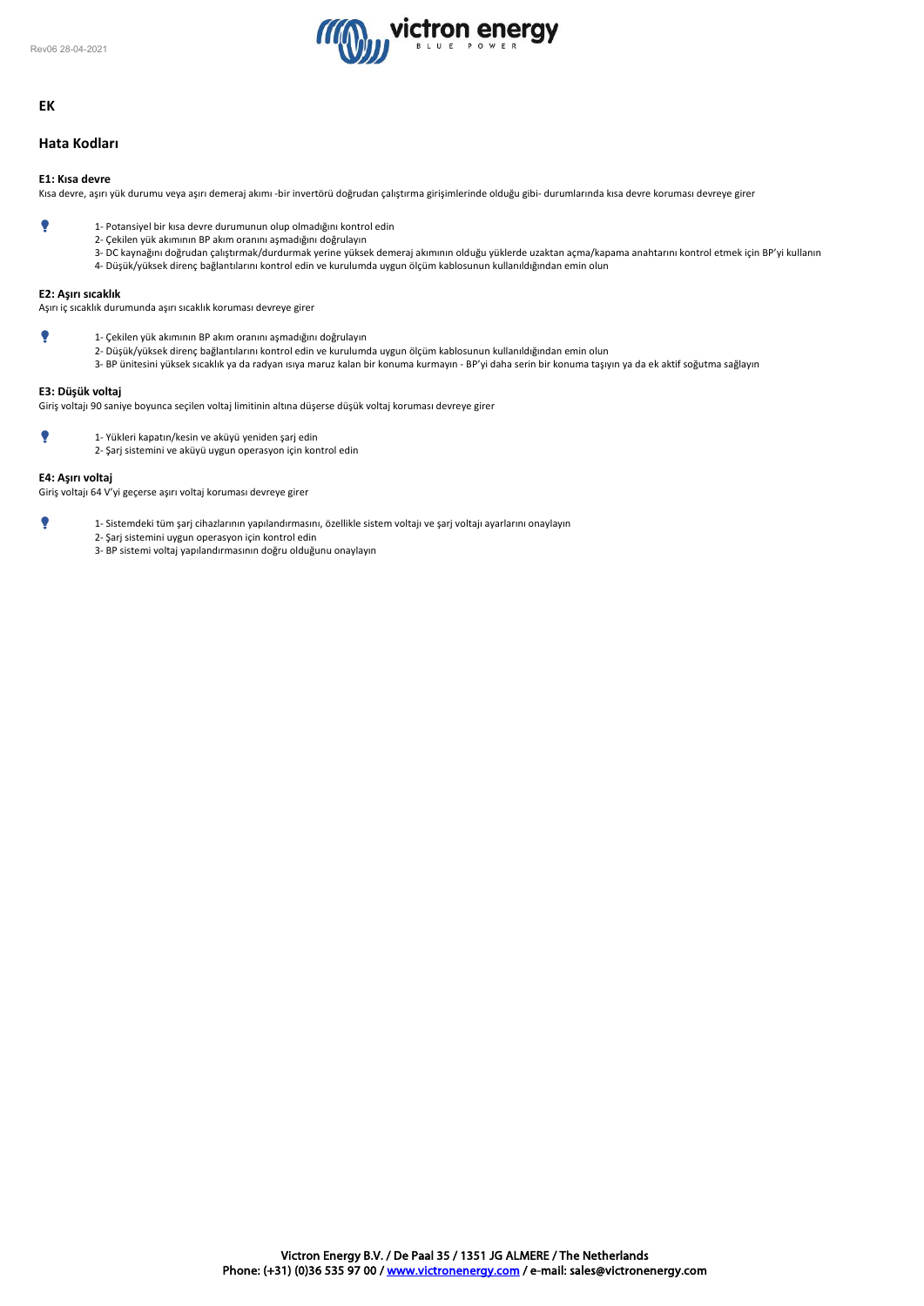## EK

## Hata Kodları

### E1: Kısa devre

Kısa devre, aşırı yük durumu veya aşırı demeraj akımı -bir invertörü doğrudan çalıştırma girişimlerinde olduğu gibi- durumlarında kısa devre koruması devreye girer

1- Potansiyel bir kısa devre durumunun olup olmadığını kontrol edin
2- Çekilen yük akımının BP akım oranını aşmadığını doğrulayın
3- DC kaynağını doğrudan çalıştırmak/durdurmak yerine yüksek demeraj akımının olduğu yüklerde uzaktan açma/kapama anahtarını kontrol etmek için BP'yi kullanın
4- Düşük/yüksek direnç bağlantılarını kontrol edin ve kurulumda uygun ölçüm kablosunun kullanıldığından emin olun

### E2: Aşırı sıcaklık

Aşırı iç sıcaklık durumunda aşırı sıcaklık koruması devreye girer

1- Çekilen yük akımının BP akım oranını aşmadığını doğrulayın
2- Düşük/yüksek direnç bağlantılarını kontrol edin ve kurulumda uygun ölçüm kablosunun kullanıldığından emin olun
3- BP ünitesini yüksek sıcaklık ya da radyan ısıya maruz kalan bir konuma kurmayın - BP'yi daha serin bir konuma taşıyın ya da ek aktif soğutma sağlayın

### E3: Düşük voltaj

Giriş voltajı 90 saniye boyunca seçilen voltaj limitinin altına düşerse düşük voltaj koruması devreye girer

1- Yükleri kapatın/kesin ve aküyü yeniden şarj edin
2- Şarj sistemini ve aküyü uygun operasyon için kontrol edin

### E4: Aşırı voltaj

Giriş voltajı 64 V'yi geçerse aşırı voltaj koruması devreye girer

1- Sistemdeki tüm şarj cihazlarının yapılandırmasını, özellikle sistem voltajı ve şarj voltajı ayarlarını onaylayın
2- Şarj sistemini uygun operasyon için kontrol edin
3- BP sistemi voltaj yapılandırmasının doğru olduğunu onaylayın